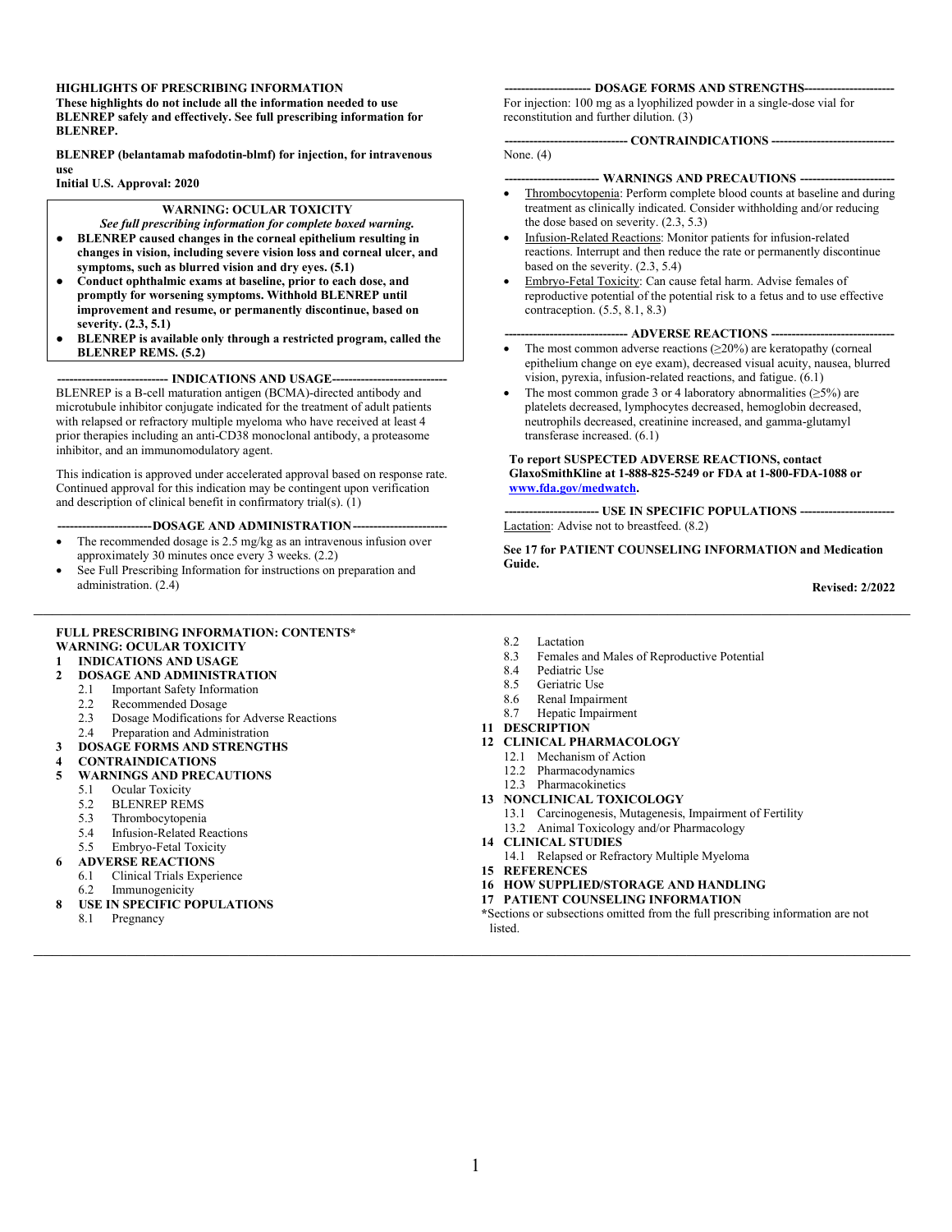**HIGHLIGHTS OF PRESCRIBING INFORMATION**
**These highlights do not include all the information needed to use BLENREP safely and effectively. See full prescribing information for BLENREP.**

**BLENREP (belantamab mafodotin-blmf) for injection, for intravenous use**
**Initial U.S. Approval: 2020**

**WARNING: OCULAR TOXICITY**
***See full prescribing information for complete boxed warning.***

- **BLENREP caused changes in the corneal epithelium resulting in changes in vision, including severe vision loss and corneal ulcer, and symptoms, such as blurred vision and dry eyes. (5.1)**
- **Conduct ophthalmic exams at baseline, prior to each dose, and promptly for worsening symptoms. Withhold BLENREP until improvement and resume, or permanently discontinue, based on severity. (2.3, 5.1)**
- **BLENREP is available only through a restricted program, called the BLENREP REMS. (5.2)**

**--------------------------- INDICATIONS AND USAGE----------------------------**

BLENREP is a B-cell maturation antigen (BCMA)-directed antibody and microtubule inhibitor conjugate indicated for the treatment of adult patients with relapsed or refractory multiple myeloma who have received at least 4 prior therapies including an anti-CD38 monoclonal antibody, a proteasome inhibitor, and an immunomodulatory agent.

This indication is approved under accelerated approval based on response rate. Continued approval for this indication may be contingent upon verification and description of clinical benefit in confirmatory trial(s). (1)

**-----------------------DOSAGE AND ADMINISTRATION-----------------------**

- The recommended dosage is 2.5 mg/kg as an intravenous infusion over approximately 30 minutes once every 3 weeks. (2.2)
- See Full Prescribing Information for instructions on preparation and administration. (2.4)

**--------------------- DOSAGE FORMS AND STRENGTHS---------------------**

For injection: 100 mg as a lyophilized powder in a single-dose vial for reconstitution and further dilution. (3)

**------------------------------ CONTRAINDICATIONS ------------------------------**

None. (4)

**----------------------- WARNINGS AND PRECAUTIONS -----------------------**

- Thrombocytopenia: Perform complete blood counts at baseline and during treatment as clinically indicated. Consider withholding and/or reducing the dose based on severity. (2.3, 5.3)
- Infusion-Related Reactions: Monitor patients for infusion-related reactions. Interrupt and then reduce the rate or permanently discontinue based on the severity. (2.3, 5.4)
- Embryo-Fetal Toxicity: Can cause fetal harm. Advise females of reproductive potential of the potential risk to a fetus and to use effective contraception. (5.5, 8.1, 8.3)

**------------------------------ ADVERSE REACTIONS ------------------------------**

- The most common adverse reactions (≥20%) are keratopathy (corneal epithelium change on eye exam), decreased visual acuity, nausea, blurred vision, pyrexia, infusion-related reactions, and fatigue. (6.1)
- The most common grade 3 or 4 laboratory abnormalities (≥5%) are platelets decreased, lymphocytes decreased, hemoglobin decreased, neutrophils decreased, creatinine increased, and gamma-glutamyl transferase increased. (6.1)

**To report SUSPECTED ADVERSE REACTIONS, contact GlaxoSmithKline at 1-888-825-5249 or FDA at 1-800-FDA-1088 or www.fda.gov/medwatch.**

**----------------------- USE IN SPECIFIC POPULATIONS -----------------------**

Lactation: Advise not to breastfeed. (8.2)

**See 17 for PATIENT COUNSELING INFORMATION and Medication Guide.**

**Revised: 2/2022**

---

**FULL PRESCRIBING INFORMATION: CONTENTS***
**WARNING: OCULAR TOXICITY**
**1 INDICATIONS AND USAGE**
**2 DOSAGE AND ADMINISTRATION**
- 2.1 Important Safety Information
- 2.2 Recommended Dosage
- 2.3 Dosage Modifications for Adverse Reactions
- 2.4 Preparation and Administration

**3 DOSAGE FORMS AND STRENGTHS**
**4 CONTRAINDICATIONS**
**5 WARNINGS AND PRECAUTIONS**
- 5.1 Ocular Toxicity
- 5.2 BLENREP REMS
- 5.3 Thrombocytopenia
- 5.4 Infusion-Related Reactions
- 5.5 Embryo-Fetal Toxicity

**6 ADVERSE REACTIONS**
- 6.1 Clinical Trials Experience
- 6.2 Immunogenicity

**8 USE IN SPECIFIC POPULATIONS**
- 8.1 Pregnancy
- 8.2 Lactation
- 8.3 Females and Males of Reproductive Potential
- 8.4 Pediatric Use
- 8.5 Geriatric Use
- 8.6 Renal Impairment
- 8.7 Hepatic Impairment

**11 DESCRIPTION**
**12 CLINICAL PHARMACOLOGY**
- 12.1 Mechanism of Action
- 12.2 Pharmacodynamics
- 12.3 Pharmacokinetics

**13 NONCLINICAL TOXICOLOGY**
- 13.1 Carcinogenesis, Mutagenesis, Impairment of Fertility
- 13.2 Animal Toxicology and/or Pharmacology

**14 CLINICAL STUDIES**
- 14.1 Relapsed or Refractory Multiple Myeloma

**15 REFERENCES**
**16 HOW SUPPLIED/STORAGE AND HANDLING**
**17 PATIENT COUNSELING INFORMATION**

***Sections or subsections omitted from the full prescribing information are not listed.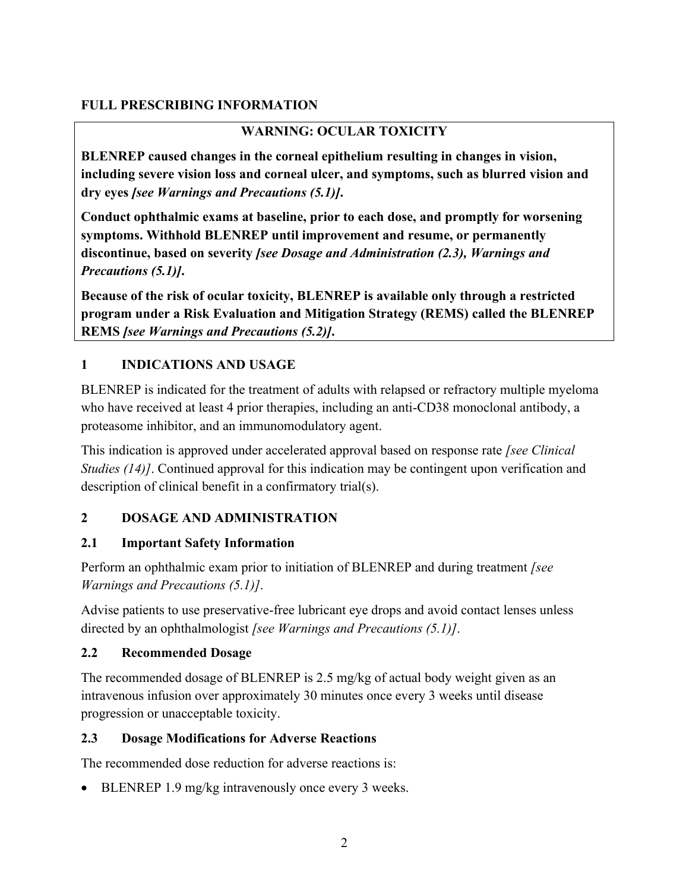# FULL PRESCRIBING INFORMATION

**WARNING: OCULAR TOXICITY**

**BLENREP caused changes in the corneal epithelium resulting in changes in vision, including severe vision loss and corneal ulcer, and symptoms, such as blurred vision and dry eyes *[see Warnings and Precautions (5.1)]*.**

**Conduct ophthalmic exams at baseline, prior to each dose, and promptly for worsening symptoms. Withhold BLENREP until improvement and resume, or permanently discontinue, based on severity *[see Dosage and Administration (2.3), Warnings and Precautions (5.1)]*.**

**Because of the risk of ocular toxicity, BLENREP is available only through a restricted program under a Risk Evaluation and Mitigation Strategy (REMS) called the BLENREP REMS *[see Warnings and Precautions (5.2)]*.**

## 1 INDICATIONS AND USAGE

BLENREP is indicated for the treatment of adults with relapsed or refractory multiple myeloma who have received at least 4 prior therapies, including an anti-CD38 monoclonal antibody, a proteasome inhibitor, and an immunomodulatory agent.

This indication is approved under accelerated approval based on response rate *[see Clinical Studies (14)]*. Continued approval for this indication may be contingent upon verification and description of clinical benefit in a confirmatory trial(s).

## 2 DOSAGE AND ADMINISTRATION

### 2.1 Important Safety Information

Perform an ophthalmic exam prior to initiation of BLENREP and during treatment *[see Warnings and Precautions (5.1)]*.

Advise patients to use preservative-free lubricant eye drops and avoid contact lenses unless directed by an ophthalmologist *[see Warnings and Precautions (5.1)]*.

### 2.2 Recommended Dosage

The recommended dosage of BLENREP is 2.5 mg/kg of actual body weight given as an intravenous infusion over approximately 30 minutes once every 3 weeks until disease progression or unacceptable toxicity.

### 2.3 Dosage Modifications for Adverse Reactions

The recommended dose reduction for adverse reactions is:

- BLENREP 1.9 mg/kg intravenously once every 3 weeks.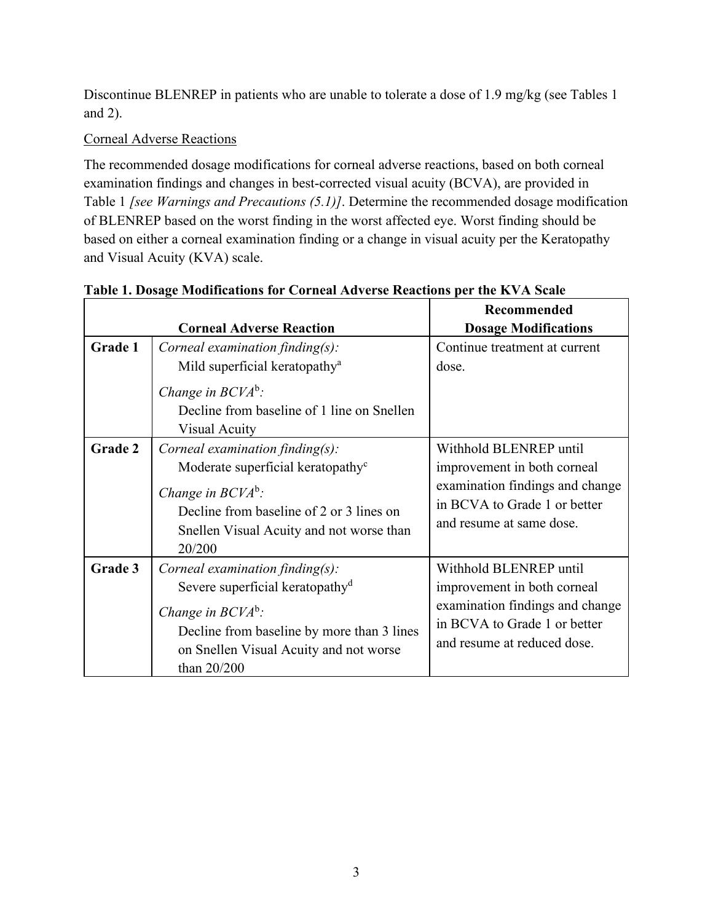Discontinue BLENREP in patients who are unable to tolerate a dose of 1.9 mg/kg (see Tables 1 and 2).

Corneal Adverse Reactions

The recommended dosage modifications for corneal adverse reactions, based on both corneal examination findings and changes in best-corrected visual acuity (BCVA), are provided in Table 1 *[see Warnings and Precautions (5.1)]*. Determine the recommended dosage modification of BLENREP based on the worst finding in the worst affected eye. Worst finding should be based on either a corneal examination finding or a change in visual acuity per the Keratopathy and Visual Acuity (KVA) scale.

**Table 1. Dosage Modifications for Corneal Adverse Reactions per the KVA Scale**

| **Corneal Adverse Reaction** | | **Recommended Dosage Modifications** |
|---|---|---|
| **Grade 1** | *Corneal examination finding(s):* Mild superficial keratopathy[a] <br> *Change in BCVA*[b]*:* Decline from baseline of 1 line on Snellen Visual Acuity | Continue treatment at current dose. |
| **Grade 2** | *Corneal examination finding(s):* Moderate superficial keratopathy[c] <br> *Change in BCVA*[b]*:* Decline from baseline of 2 or 3 lines on Snellen Visual Acuity and not worse than 20/200 | Withhold BLENREP until improvement in both corneal examination findings and change in BCVA to Grade 1 or better and resume at same dose. |
| **Grade 3** | *Corneal examination finding(s):* Severe superficial keratopathy[d] <br> *Change in BCVA*[b]*:* Decline from baseline by more than 3 lines on Snellen Visual Acuity and not worse than 20/200 | Withhold BLENREP until improvement in both corneal examination findings and change in BCVA to Grade 1 or better and resume at reduced dose. |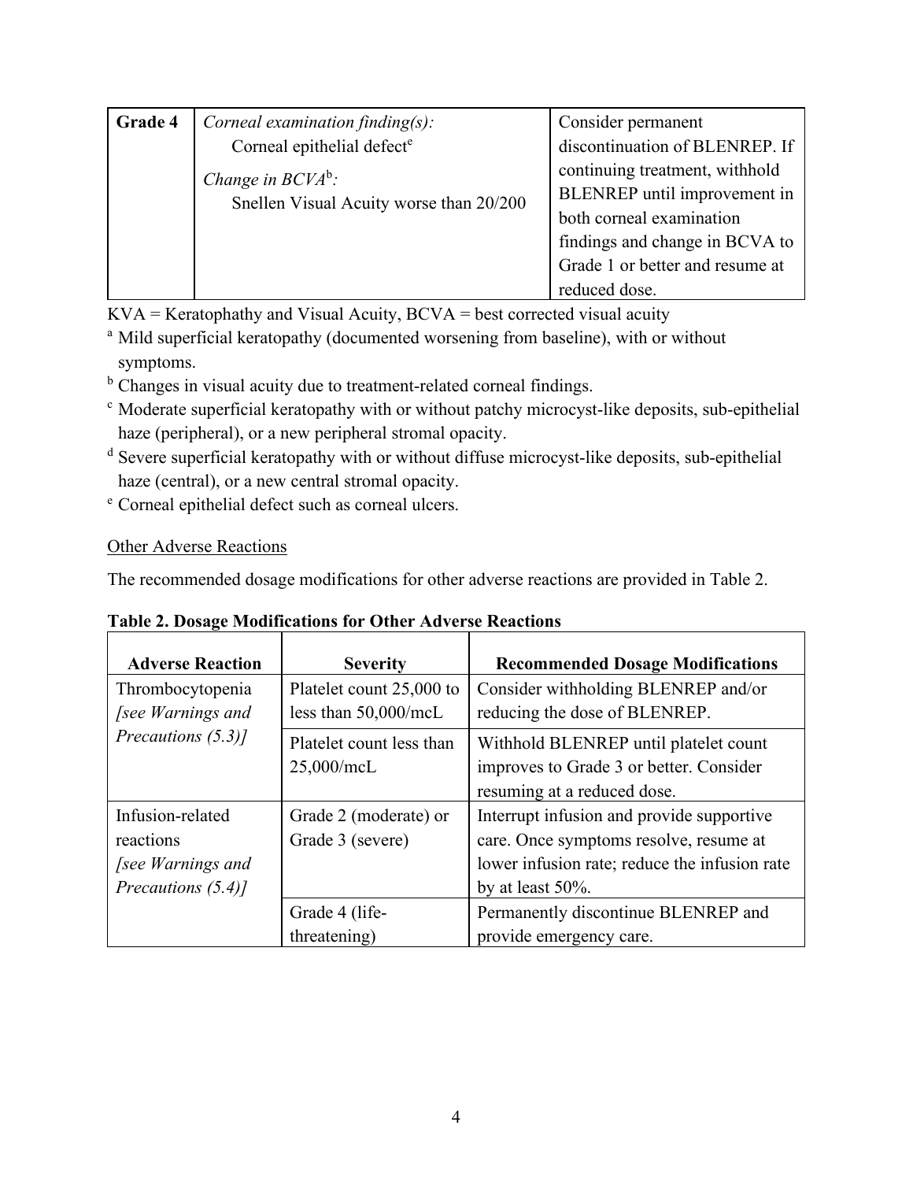| Grade 4 | *Corneal examination finding(s):* Corneal epithelial defect[e] *Change in BCVA*[b]*:* Snellen Visual Acuity worse than 20/200 | Consider permanent discontinuation of BLENREP. If continuing treatment, withhold BLENREP until improvement in both corneal examination findings and change in BCVA to Grade 1 or better and resume at reduced dose. |
|---|---|---|

KVA = Keratophathy and Visual Acuity, BCVA = best corrected visual acuity

[a] Mild superficial keratopathy (documented worsening from baseline), with or without symptoms.

[b] Changes in visual acuity due to treatment-related corneal findings.

[c] Moderate superficial keratopathy with or without patchy microcyst-like deposits, sub-epithelial haze (peripheral), or a new peripheral stromal opacity.

[d] Severe superficial keratopathy with or without diffuse microcyst-like deposits, sub-epithelial haze (central), or a new central stromal opacity.

[e] Corneal epithelial defect such as corneal ulcers.

Other Adverse Reactions

The recommended dosage modifications for other adverse reactions are provided in Table 2.

**Table 2. Dosage Modifications for Other Adverse Reactions**

| Adverse Reaction | Severity | Recommended Dosage Modifications |
|---|---|---|
| Thrombocytopenia *[see Warnings and Precautions (5.3)]* | Platelet count 25,000 to less than 50,000/mcL | Consider withholding BLENREP and/or reducing the dose of BLENREP. |
| | Platelet count less than 25,000/mcL | Withhold BLENREP until platelet count improves to Grade 3 or better. Consider resuming at a reduced dose. |
| Infusion-related reactions *[see Warnings and Precautions (5.4)]* | Grade 2 (moderate) or Grade 3 (severe) | Interrupt infusion and provide supportive care. Once symptoms resolve, resume at lower infusion rate; reduce the infusion rate by at least 50%. |
| | Grade 4 (life-threatening) | Permanently discontinue BLENREP and provide emergency care. |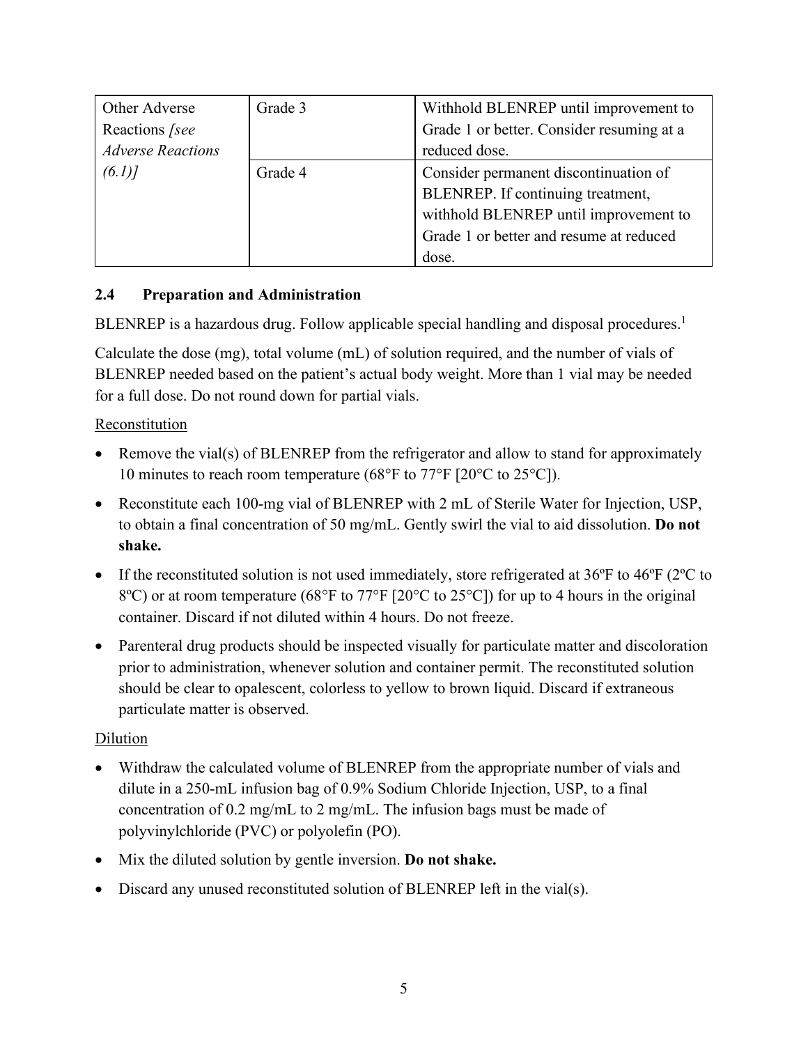| Other Adverse Reactions *[see Adverse Reactions (6.1)]* | Grade 3 | Withhold BLENREP until improvement to Grade 1 or better. Consider resuming at a reduced dose. |
| --- | --- | --- |
| | Grade 4 | Consider permanent discontinuation of BLENREP. If continuing treatment, withhold BLENREP until improvement to Grade 1 or better and resume at reduced dose. |

### 2.4 Preparation and Administration

BLENREP is a hazardous drug. Follow applicable special handling and disposal procedures.[1]

Calculate the dose (mg), total volume (mL) of solution required, and the number of vials of BLENREP needed based on the patient's actual body weight. More than 1 vial may be needed for a full dose. Do not round down for partial vials.

<u>Reconstitution</u>

- Remove the vial(s) of BLENREP from the refrigerator and allow to stand for approximately 10 minutes to reach room temperature (68°F to 77°F [20°C to 25°C]).
- Reconstitute each 100-mg vial of BLENREP with 2 mL of Sterile Water for Injection, USP, to obtain a final concentration of 50 mg/mL. Gently swirl the vial to aid dissolution. **Do not shake.**
- If the reconstituted solution is not used immediately, store refrigerated at 36ºF to 46ºF (2ºC to 8ºC) or at room temperature (68°F to 77°F [20°C to 25°C]) for up to 4 hours in the original container. Discard if not diluted within 4 hours. Do not freeze.
- Parenteral drug products should be inspected visually for particulate matter and discoloration prior to administration, whenever solution and container permit. The reconstituted solution should be clear to opalescent, colorless to yellow to brown liquid. Discard if extraneous particulate matter is observed.

<u>Dilution</u>

- Withdraw the calculated volume of BLENREP from the appropriate number of vials and dilute in a 250-mL infusion bag of 0.9% Sodium Chloride Injection, USP, to a final concentration of 0.2 mg/mL to 2 mg/mL. The infusion bags must be made of polyvinylchloride (PVC) or polyolefin (PO).
- Mix the diluted solution by gentle inversion. **Do not shake.**
- Discard any unused reconstituted solution of BLENREP left in the vial(s).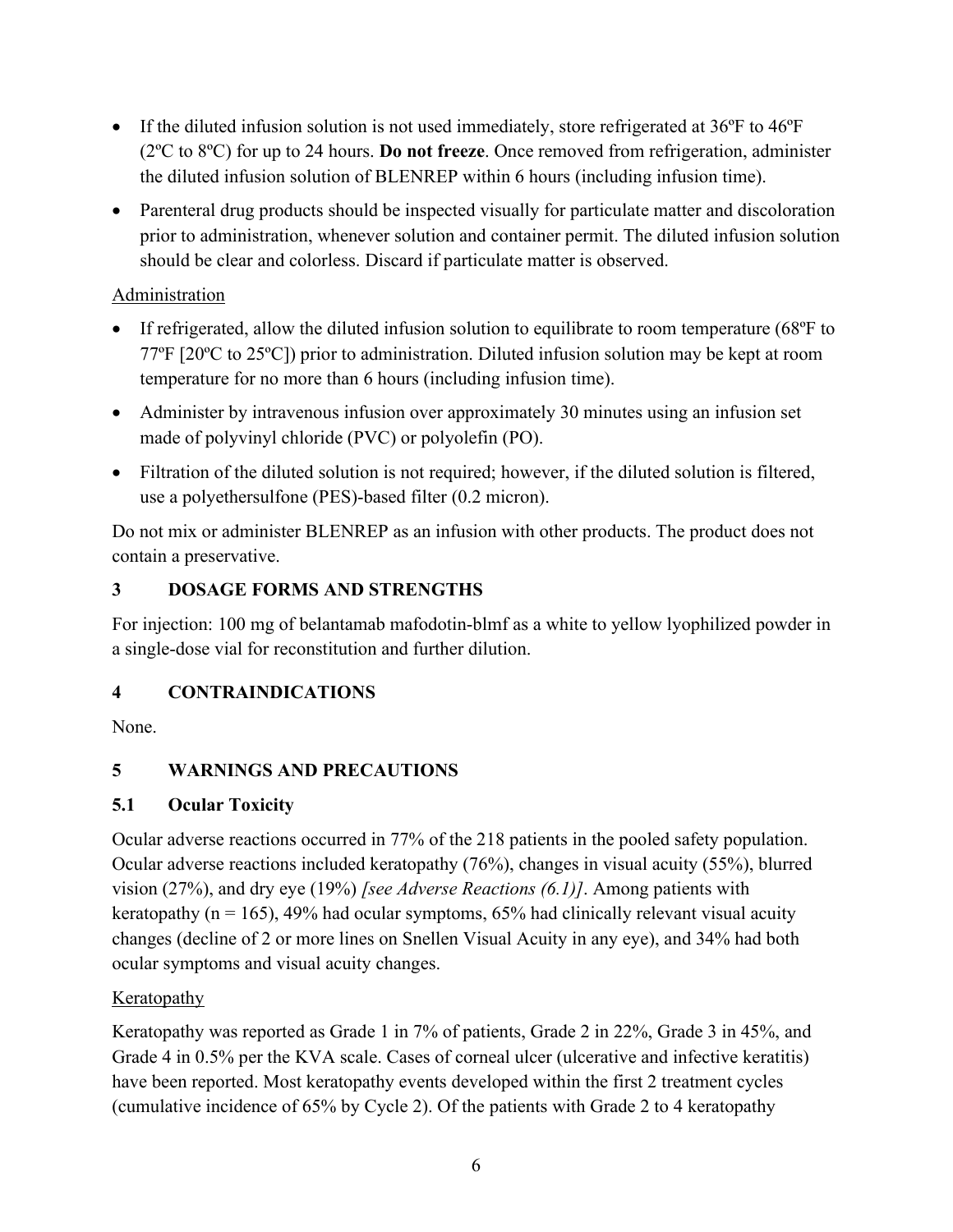- If the diluted infusion solution is not used immediately, store refrigerated at 36ºF to 46ºF (2ºC to 8ºC) for up to 24 hours. **Do not freeze**. Once removed from refrigeration, administer the diluted infusion solution of BLENREP within 6 hours (including infusion time).
- Parenteral drug products should be inspected visually for particulate matter and discoloration prior to administration, whenever solution and container permit. The diluted infusion solution should be clear and colorless. Discard if particulate matter is observed.

Administration

- If refrigerated, allow the diluted infusion solution to equilibrate to room temperature (68ºF to 77ºF [20ºC to 25ºC]) prior to administration. Diluted infusion solution may be kept at room temperature for no more than 6 hours (including infusion time).
- Administer by intravenous infusion over approximately 30 minutes using an infusion set made of polyvinyl chloride (PVC) or polyolefin (PO).
- Filtration of the diluted solution is not required; however, if the diluted solution is filtered, use a polyethersulfone (PES)-based filter (0.2 micron).

Do not mix or administer BLENREP as an infusion with other products. The product does not contain a preservative.

## 3 DOSAGE FORMS AND STRENGTHS

For injection: 100 mg of belantamab mafodotin-blmf as a white to yellow lyophilized powder in a single-dose vial for reconstitution and further dilution.

## 4 CONTRAINDICATIONS

None.

## 5 WARNINGS AND PRECAUTIONS

### 5.1 Ocular Toxicity

Ocular adverse reactions occurred in 77% of the 218 patients in the pooled safety population. Ocular adverse reactions included keratopathy (76%), changes in visual acuity (55%), blurred vision (27%), and dry eye (19%) *[see Adverse Reactions (6.1)]*. Among patients with keratopathy (n = 165), 49% had ocular symptoms, 65% had clinically relevant visual acuity changes (decline of 2 or more lines on Snellen Visual Acuity in any eye), and 34% had both ocular symptoms and visual acuity changes.

Keratopathy

Keratopathy was reported as Grade 1 in 7% of patients, Grade 2 in 22%, Grade 3 in 45%, and Grade 4 in 0.5% per the KVA scale. Cases of corneal ulcer (ulcerative and infective keratitis) have been reported. Most keratopathy events developed within the first 2 treatment cycles (cumulative incidence of 65% by Cycle 2). Of the patients with Grade 2 to 4 keratopathy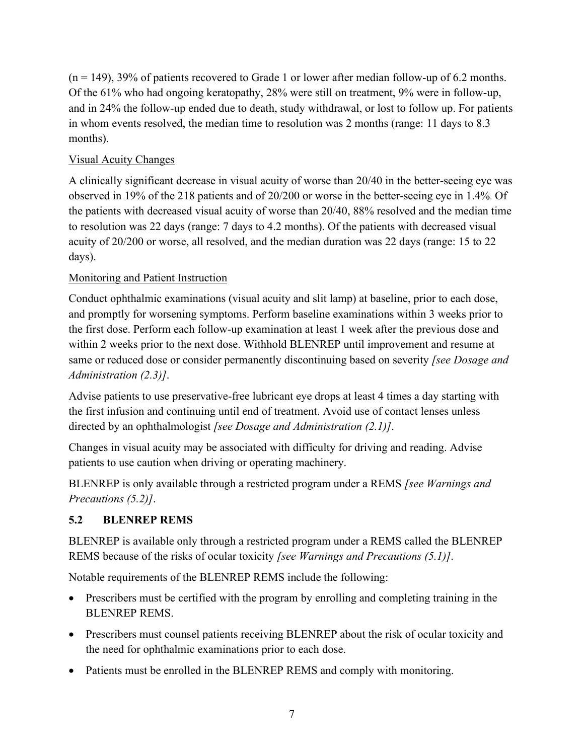(n = 149), 39% of patients recovered to Grade 1 or lower after median follow-up of 6.2 months. Of the 61% who had ongoing keratopathy, 28% were still on treatment, 9% were in follow-up, and in 24% the follow-up ended due to death, study withdrawal, or lost to follow up. For patients in whom events resolved, the median time to resolution was 2 months (range: 11 days to 8.3 months).

Visual Acuity Changes

A clinically significant decrease in visual acuity of worse than 20/40 in the better-seeing eye was observed in 19% of the 218 patients and of 20/200 or worse in the better-seeing eye in 1.4%. Of the patients with decreased visual acuity of worse than 20/40, 88% resolved and the median time to resolution was 22 days (range: 7 days to 4.2 months). Of the patients with decreased visual acuity of 20/200 or worse, all resolved, and the median duration was 22 days (range: 15 to 22 days).

Monitoring and Patient Instruction

Conduct ophthalmic examinations (visual acuity and slit lamp) at baseline, prior to each dose, and promptly for worsening symptoms. Perform baseline examinations within 3 weeks prior to the first dose. Perform each follow-up examination at least 1 week after the previous dose and within 2 weeks prior to the next dose. Withhold BLENREP until improvement and resume at same or reduced dose or consider permanently discontinuing based on severity *[see Dosage and Administration (2.3)]*.

Advise patients to use preservative-free lubricant eye drops at least 4 times a day starting with the first infusion and continuing until end of treatment. Avoid use of contact lenses unless directed by an ophthalmologist *[see Dosage and Administration (2.1)]*.

Changes in visual acuity may be associated with difficulty for driving and reading. Advise patients to use caution when driving or operating machinery.

BLENREP is only available through a restricted program under a REMS *[see Warnings and Precautions (5.2)]*.

### 5.2 BLENREP REMS

BLENREP is available only through a restricted program under a REMS called the BLENREP REMS because of the risks of ocular toxicity *[see Warnings and Precautions (5.1)]*.

Notable requirements of the BLENREP REMS include the following:

- Prescribers must be certified with the program by enrolling and completing training in the BLENREP REMS.
- Prescribers must counsel patients receiving BLENREP about the risk of ocular toxicity and the need for ophthalmic examinations prior to each dose.
- Patients must be enrolled in the BLENREP REMS and comply with monitoring.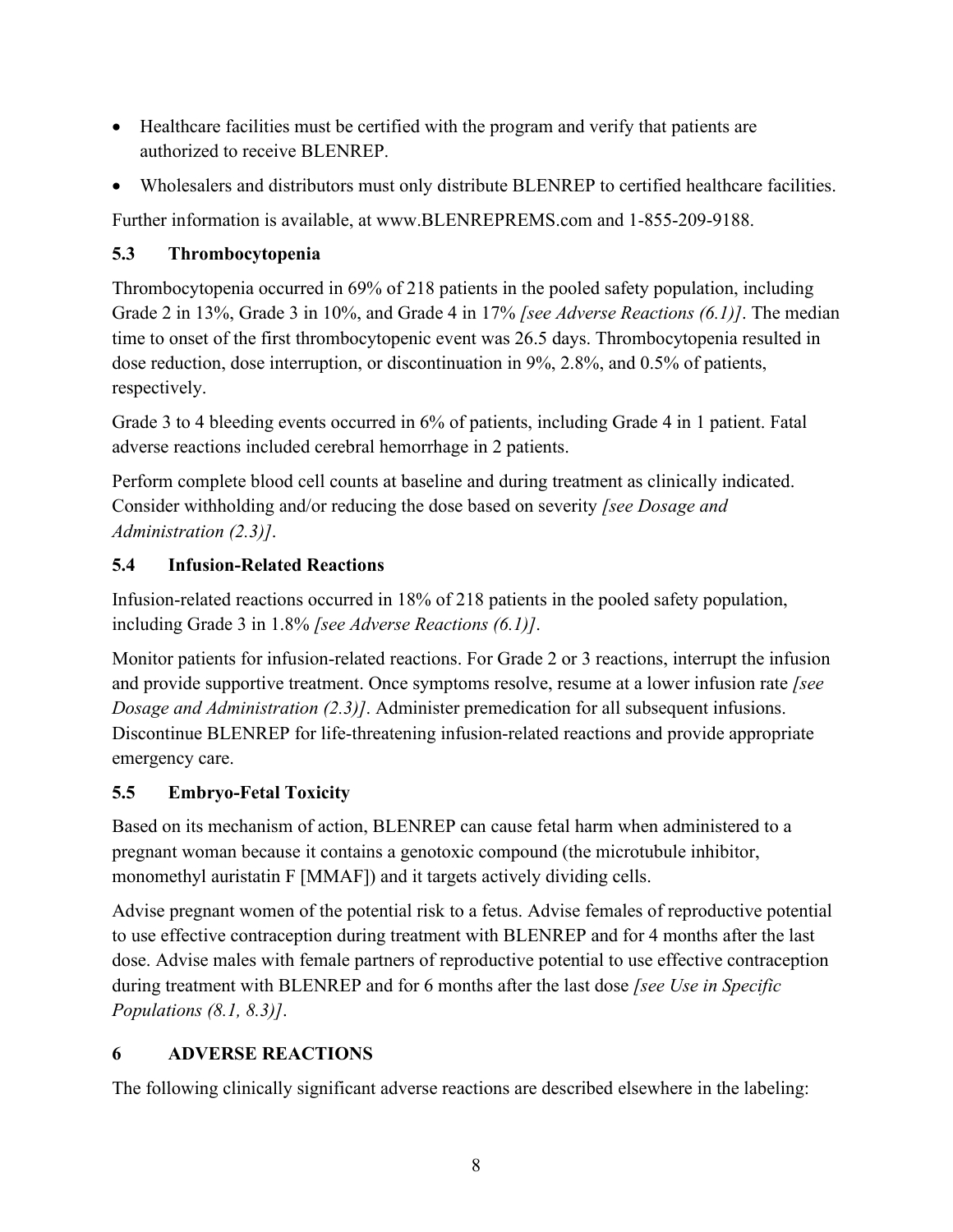- Healthcare facilities must be certified with the program and verify that patients are authorized to receive BLENREP.
- Wholesalers and distributors must only distribute BLENREP to certified healthcare facilities.

Further information is available, at www.BLENREPREMS.com and 1-855-209-9188.

### 5.3 Thrombocytopenia

Thrombocytopenia occurred in 69% of 218 patients in the pooled safety population, including Grade 2 in 13%, Grade 3 in 10%, and Grade 4 in 17% *[see Adverse Reactions (6.1)]*. The median time to onset of the first thrombocytopenic event was 26.5 days. Thrombocytopenia resulted in dose reduction, dose interruption, or discontinuation in 9%, 2.8%, and 0.5% of patients, respectively.

Grade 3 to 4 bleeding events occurred in 6% of patients, including Grade 4 in 1 patient. Fatal adverse reactions included cerebral hemorrhage in 2 patients.

Perform complete blood cell counts at baseline and during treatment as clinically indicated. Consider withholding and/or reducing the dose based on severity *[see Dosage and Administration (2.3)]*.

### 5.4 Infusion-Related Reactions

Infusion-related reactions occurred in 18% of 218 patients in the pooled safety population, including Grade 3 in 1.8% *[see Adverse Reactions (6.1)]*.

Monitor patients for infusion-related reactions. For Grade 2 or 3 reactions, interrupt the infusion and provide supportive treatment. Once symptoms resolve, resume at a lower infusion rate *[see Dosage and Administration (2.3)]*. Administer premedication for all subsequent infusions. Discontinue BLENREP for life-threatening infusion-related reactions and provide appropriate emergency care.

### 5.5 Embryo-Fetal Toxicity

Based on its mechanism of action, BLENREP can cause fetal harm when administered to a pregnant woman because it contains a genotoxic compound (the microtubule inhibitor, monomethyl auristatin F [MMAF]) and it targets actively dividing cells.

Advise pregnant women of the potential risk to a fetus. Advise females of reproductive potential to use effective contraception during treatment with BLENREP and for 4 months after the last dose. Advise males with female partners of reproductive potential to use effective contraception during treatment with BLENREP and for 6 months after the last dose *[see Use in Specific Populations (8.1, 8.3)]*.

## 6 ADVERSE REACTIONS

The following clinically significant adverse reactions are described elsewhere in the labeling: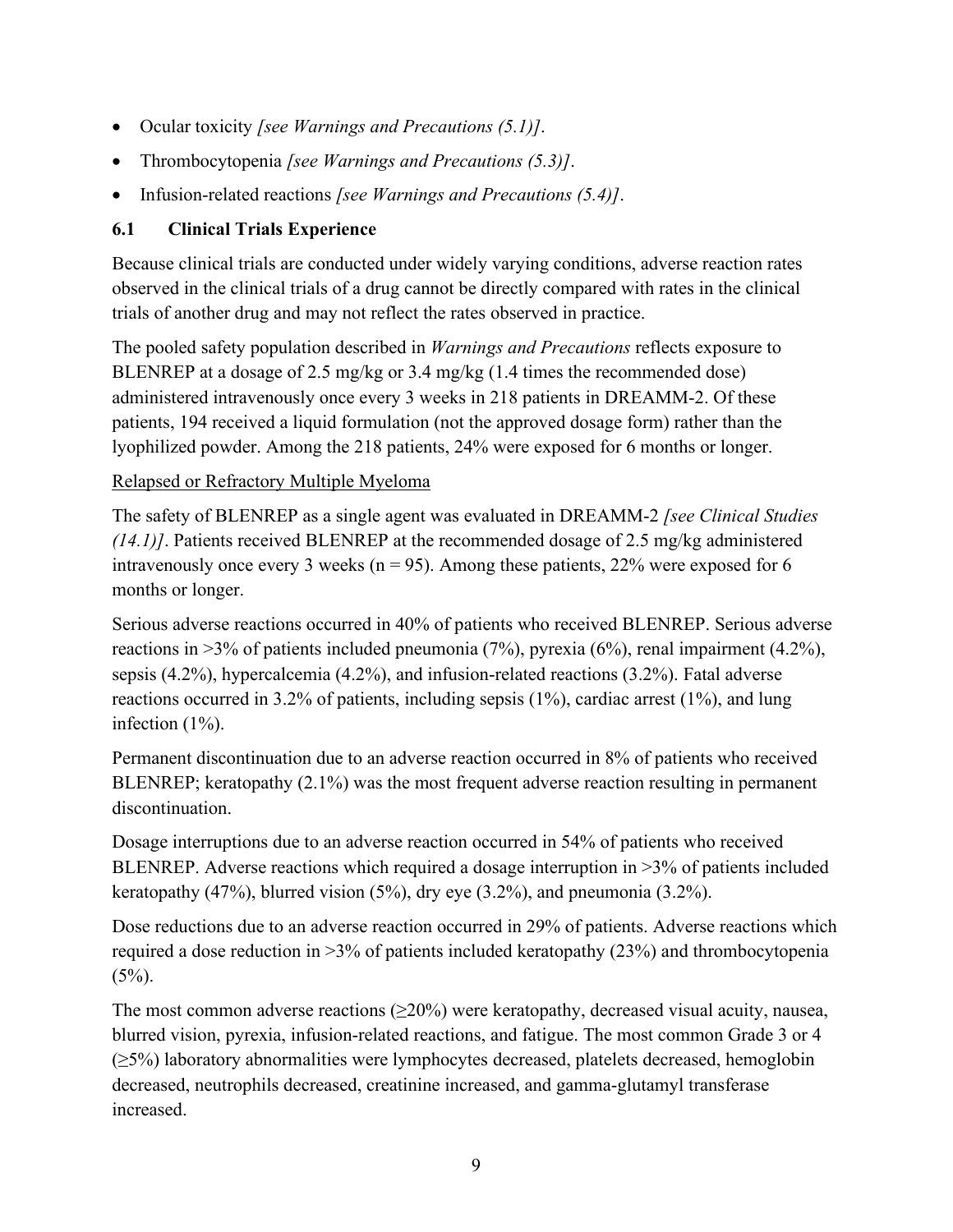- Ocular toxicity *[see Warnings and Precautions (5.1)]*.
- Thrombocytopenia *[see Warnings and Precautions (5.3)]*.
- Infusion-related reactions *[see Warnings and Precautions (5.4)]*.

### 6.1 Clinical Trials Experience

Because clinical trials are conducted under widely varying conditions, adverse reaction rates observed in the clinical trials of a drug cannot be directly compared with rates in the clinical trials of another drug and may not reflect the rates observed in practice.

The pooled safety population described in *Warnings and Precautions* reflects exposure to BLENREP at a dosage of 2.5 mg/kg or 3.4 mg/kg (1.4 times the recommended dose) administered intravenously once every 3 weeks in 218 patients in DREAMM-2. Of these patients, 194 received a liquid formulation (not the approved dosage form) rather than the lyophilized powder. Among the 218 patients, 24% were exposed for 6 months or longer.

Relapsed or Refractory Multiple Myeloma

The safety of BLENREP as a single agent was evaluated in DREAMM-2 *[see Clinical Studies (14.1)]*. Patients received BLENREP at the recommended dosage of 2.5 mg/kg administered intravenously once every 3 weeks (n = 95). Among these patients, 22% were exposed for 6 months or longer.

Serious adverse reactions occurred in 40% of patients who received BLENREP. Serious adverse reactions in >3% of patients included pneumonia (7%), pyrexia (6%), renal impairment (4.2%), sepsis (4.2%), hypercalcemia (4.2%), and infusion-related reactions (3.2%). Fatal adverse reactions occurred in 3.2% of patients, including sepsis (1%), cardiac arrest (1%), and lung infection (1%).

Permanent discontinuation due to an adverse reaction occurred in 8% of patients who received BLENREP; keratopathy (2.1%) was the most frequent adverse reaction resulting in permanent discontinuation.

Dosage interruptions due to an adverse reaction occurred in 54% of patients who received BLENREP. Adverse reactions which required a dosage interruption in >3% of patients included keratopathy (47%), blurred vision (5%), dry eye (3.2%), and pneumonia (3.2%).

Dose reductions due to an adverse reaction occurred in 29% of patients. Adverse reactions which required a dose reduction in >3% of patients included keratopathy (23%) and thrombocytopenia (5%).

The most common adverse reactions (≥20%) were keratopathy, decreased visual acuity, nausea, blurred vision, pyrexia, infusion-related reactions, and fatigue. The most common Grade 3 or 4 (≥5%) laboratory abnormalities were lymphocytes decreased, platelets decreased, hemoglobin decreased, neutrophils decreased, creatinine increased, and gamma-glutamyl transferase increased.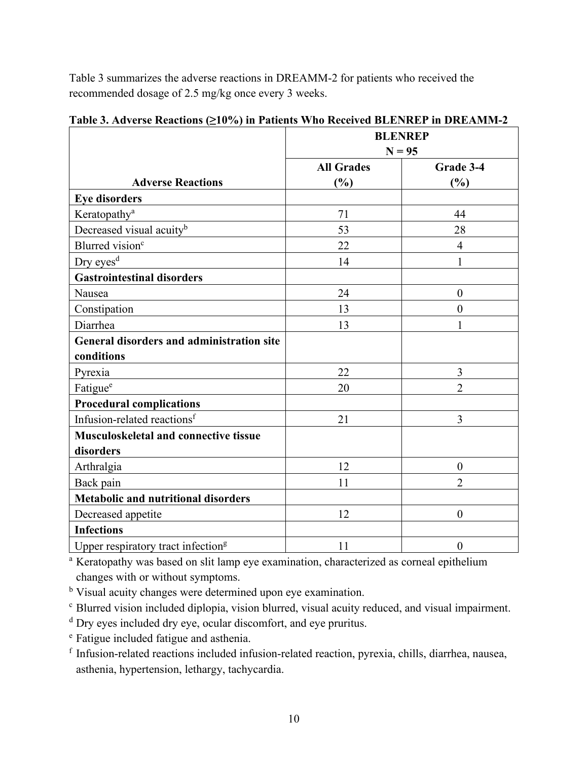Table 3 summarizes the adverse reactions in DREAMM-2 for patients who received the recommended dosage of 2.5 mg/kg once every 3 weeks.

**Table 3. Adverse Reactions (≥10%) in Patients Who Received BLENREP in DREAMM-2**

| | BLENREP N = 95 | |
|---|---|---|
| **Adverse Reactions** | **All Grades (%)** | **Grade 3-4 (%)** |
| **Eye disorders** | | |
| Keratopathy[a] | 71 | 44 |
| Decreased visual acuity[b] | 53 | 28 |
| Blurred vision[c] | 22 | 4 |
| Dry eyes[d] | 14 | 1 |
| **Gastrointestinal disorders** | | |
| Nausea | 24 | 0 |
| Constipation | 13 | 0 |
| Diarrhea | 13 | 1 |
| **General disorders and administration site conditions** | | |
| Pyrexia | 22 | 3 |
| Fatigue[e] | 20 | 2 |
| **Procedural complications** | | |
| Infusion-related reactions[f] | 21 | 3 |
| **Musculoskeletal and connective tissue disorders** | | |
| Arthralgia | 12 | 0 |
| Back pain | 11 | 2 |
| **Metabolic and nutritional disorders** | | |
| Decreased appetite | 12 | 0 |
| **Infections** | | |
| Upper respiratory tract infection[g] | 11 | 0 |

[a] Keratopathy was based on slit lamp eye examination, characterized as corneal epithelium changes with or without symptoms.

[b] Visual acuity changes were determined upon eye examination.

[c] Blurred vision included diplopia, vision blurred, visual acuity reduced, and visual impairment.

[d] Dry eyes included dry eye, ocular discomfort, and eye pruritus.

[e] Fatigue included fatigue and asthenia.

[f] Infusion-related reactions included infusion-related reaction, pyrexia, chills, diarrhea, nausea, asthenia, hypertension, lethargy, tachycardia.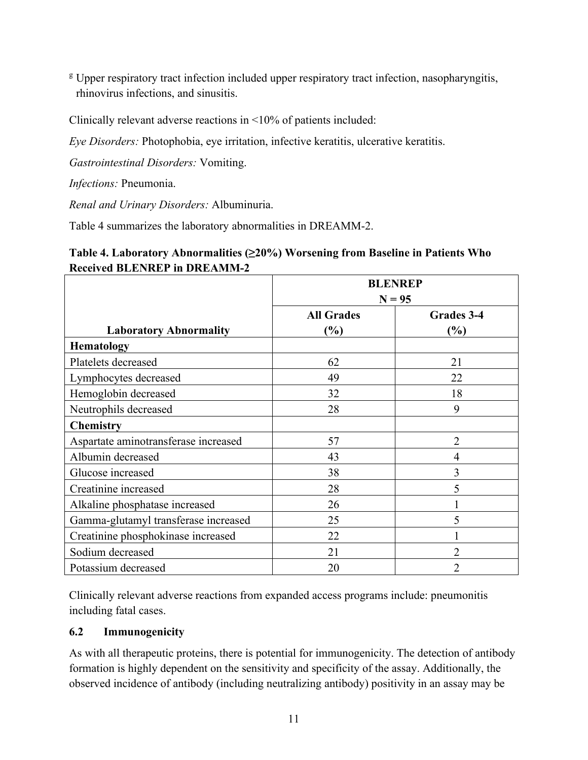[g] Upper respiratory tract infection included upper respiratory tract infection, nasopharyngitis, rhinovirus infections, and sinusitis.

Clinically relevant adverse reactions in <10% of patients included:

*Eye Disorders:* Photophobia, eye irritation, infective keratitis, ulcerative keratitis.

*Gastrointestinal Disorders:* Vomiting.

*Infections:* Pneumonia.

*Renal and Urinary Disorders:* Albuminuria.

Table 4 summarizes the laboratory abnormalities in DREAMM-2.

**Table 4. Laboratory Abnormalities (≥20%) Worsening from Baseline in Patients Who Received BLENREP in DREAMM-2**

| | BLENREP N = 95 | |
|---|---|---|
| **Laboratory Abnormality** | **All Grades (%)** | **Grades 3-4 (%)** |
| **Hematology** | | |
| Platelets decreased | 62 | 21 |
| Lymphocytes decreased | 49 | 22 |
| Hemoglobin decreased | 32 | 18 |
| Neutrophils decreased | 28 | 9 |
| **Chemistry** | | |
| Aspartate aminotransferase increased | 57 | 2 |
| Albumin decreased | 43 | 4 |
| Glucose increased | 38 | 3 |
| Creatinine increased | 28 | 5 |
| Alkaline phosphatase increased | 26 | 1 |
| Gamma-glutamyl transferase increased | 25 | 5 |
| Creatinine phosphokinase increased | 22 | 1 |
| Sodium decreased | 21 | 2 |
| Potassium decreased | 20 | 2 |

Clinically relevant adverse reactions from expanded access programs include: pneumonitis including fatal cases.

### 6.2 Immunogenicity

As with all therapeutic proteins, there is potential for immunogenicity. The detection of antibody formation is highly dependent on the sensitivity and specificity of the assay. Additionally, the observed incidence of antibody (including neutralizing antibody) positivity in an assay may be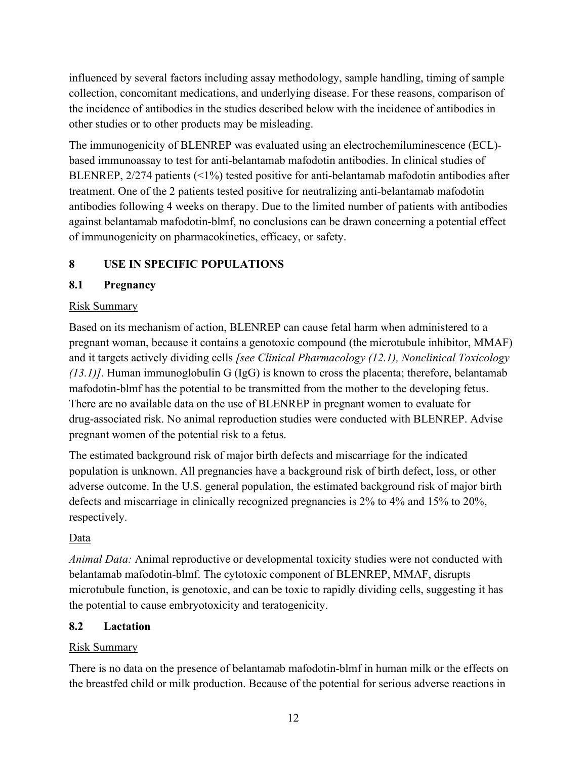influenced by several factors including assay methodology, sample handling, timing of sample collection, concomitant medications, and underlying disease. For these reasons, comparison of the incidence of antibodies in the studies described below with the incidence of antibodies in other studies or to other products may be misleading.

The immunogenicity of BLENREP was evaluated using an electrochemiluminescence (ECL)-based immunoassay to test for anti-belantamab mafodotin antibodies. In clinical studies of BLENREP, 2/274 patients (<1%) tested positive for anti-belantamab mafodotin antibodies after treatment. One of the 2 patients tested positive for neutralizing anti-belantamab mafodotin antibodies following 4 weeks on therapy. Due to the limited number of patients with antibodies against belantamab mafodotin-blmf, no conclusions can be drawn concerning a potential effect of immunogenicity on pharmacokinetics, efficacy, or safety.

## 8 USE IN SPECIFIC POPULATIONS

### 8.1 Pregnancy

Risk Summary

Based on its mechanism of action, BLENREP can cause fetal harm when administered to a pregnant woman, because it contains a genotoxic compound (the microtubule inhibitor, MMAF) and it targets actively dividing cells *[see Clinical Pharmacology (12.1), Nonclinical Toxicology (13.1)]*. Human immunoglobulin G (IgG) is known to cross the placenta; therefore, belantamab mafodotin-blmf has the potential to be transmitted from the mother to the developing fetus. There are no available data on the use of BLENREP in pregnant women to evaluate for drug-associated risk. No animal reproduction studies were conducted with BLENREP. Advise pregnant women of the potential risk to a fetus.

The estimated background risk of major birth defects and miscarriage for the indicated population is unknown. All pregnancies have a background risk of birth defect, loss, or other adverse outcome. In the U.S. general population, the estimated background risk of major birth defects and miscarriage in clinically recognized pregnancies is 2% to 4% and 15% to 20%, respectively.

Data

*Animal Data:* Animal reproductive or developmental toxicity studies were not conducted with belantamab mafodotin-blmf. The cytotoxic component of BLENREP, MMAF, disrupts microtubule function, is genotoxic, and can be toxic to rapidly dividing cells, suggesting it has the potential to cause embryotoxicity and teratogenicity.

### 8.2 Lactation

Risk Summary

There is no data on the presence of belantamab mafodotin-blmf in human milk or the effects on the breastfed child or milk production. Because of the potential for serious adverse reactions in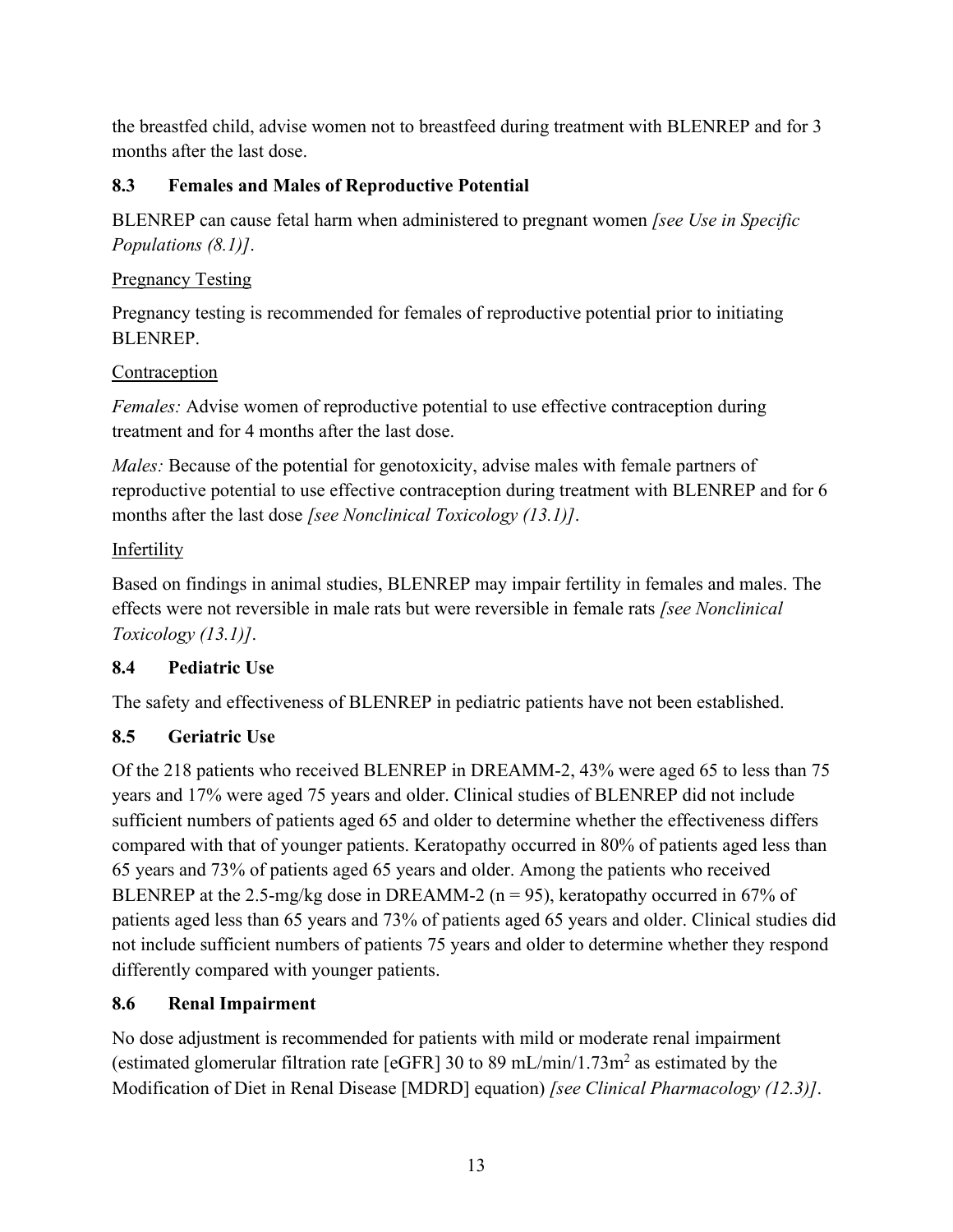the breastfed child, advise women not to breastfeed during treatment with BLENREP and for 3 months after the last dose.

### 8.3 Females and Males of Reproductive Potential

BLENREP can cause fetal harm when administered to pregnant women *[see Use in Specific Populations (8.1)]*.

Pregnancy Testing

Pregnancy testing is recommended for females of reproductive potential prior to initiating BLENREP.

Contraception

*Females:* Advise women of reproductive potential to use effective contraception during treatment and for 4 months after the last dose.

*Males:* Because of the potential for genotoxicity, advise males with female partners of reproductive potential to use effective contraception during treatment with BLENREP and for 6 months after the last dose *[see Nonclinical Toxicology (13.1)]*.

Infertility

Based on findings in animal studies, BLENREP may impair fertility in females and males. The effects were not reversible in male rats but were reversible in female rats *[see Nonclinical Toxicology (13.1)]*.

### 8.4 Pediatric Use

The safety and effectiveness of BLENREP in pediatric patients have not been established.

### 8.5 Geriatric Use

Of the 218 patients who received BLENREP in DREAMM-2, 43% were aged 65 to less than 75 years and 17% were aged 75 years and older. Clinical studies of BLENREP did not include sufficient numbers of patients aged 65 and older to determine whether the effectiveness differs compared with that of younger patients. Keratopathy occurred in 80% of patients aged less than 65 years and 73% of patients aged 65 years and older. Among the patients who received BLENREP at the 2.5-mg/kg dose in DREAMM-2 (n = 95), keratopathy occurred in 67% of patients aged less than 65 years and 73% of patients aged 65 years and older. Clinical studies did not include sufficient numbers of patients 75 years and older to determine whether they respond differently compared with younger patients.

### 8.6 Renal Impairment

No dose adjustment is recommended for patients with mild or moderate renal impairment (estimated glomerular filtration rate [eGFR] 30 to 89 mL/min/1.73m$^2$ as estimated by the Modification of Diet in Renal Disease [MDRD] equation) *[see Clinical Pharmacology (12.3)]*.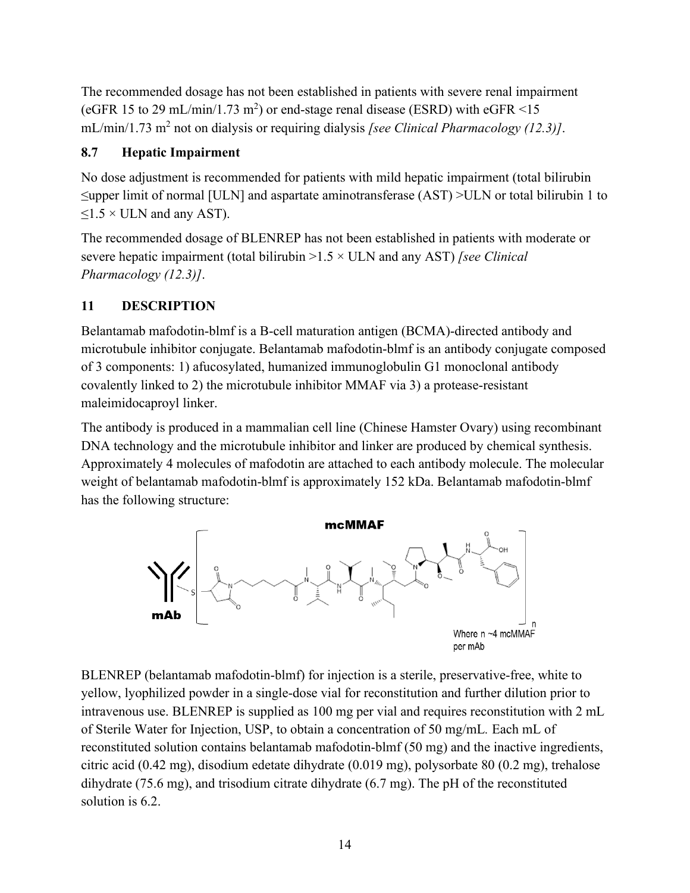The recommended dosage has not been established in patients with severe renal impairment (eGFR 15 to 29 mL/min/1.73 $m^2$) or end-stage renal disease (ESRD) with eGFR <15 mL/min/1.73 $m^2$ not on dialysis or requiring dialysis *[see Clinical Pharmacology (12.3)]*.

### 8.7 Hepatic Impairment

No dose adjustment is recommended for patients with mild hepatic impairment (total bilirubin ≤upper limit of normal [ULN] and aspartate aminotransferase (AST) >ULN or total bilirubin 1 to ≤1.5 × ULN and any AST).

The recommended dosage of BLENREP has not been established in patients with moderate or severe hepatic impairment (total bilirubin >1.5 × ULN and any AST) *[see Clinical Pharmacology (12.3)]*.

## 11 DESCRIPTION

Belantamab mafodotin-blmf is a B-cell maturation antigen (BCMA)-directed antibody and microtubule inhibitor conjugate. Belantamab mafodotin-blmf is an antibody conjugate composed of 3 components: 1) afucosylated, humanized immunoglobulin G1 monoclonal antibody covalently linked to 2) the microtubule inhibitor MMAF via 3) a protease-resistant maleimidocaproyl linker.

The antibody is produced in a mammalian cell line (Chinese Hamster Ovary) using recombinant DNA technology and the microtubule inhibitor and linker are produced by chemical synthesis. Approximately 4 molecules of mafodotin are attached to each antibody molecule. The molecular weight of belantamab mafodotin-blmf is approximately 152 kDa. Belantamab mafodotin-blmf has the following structure:

**mcMMAF**

**mAb**

Where n ~4 mcMMAF per mAb

BLENREP (belantamab mafodotin-blmf) for injection is a sterile, preservative-free, white to yellow, lyophilized powder in a single-dose vial for reconstitution and further dilution prior to intravenous use. BLENREP is supplied as 100 mg per vial and requires reconstitution with 2 mL of Sterile Water for Injection, USP, to obtain a concentration of 50 mg/mL. Each mL of reconstituted solution contains belantamab mafodotin-blmf (50 mg) and the inactive ingredients, citric acid (0.42 mg), disodium edetate dihydrate (0.019 mg), polysorbate 80 (0.2 mg), trehalose dihydrate (75.6 mg), and trisodium citrate dihydrate (6.7 mg). The pH of the reconstituted solution is 6.2.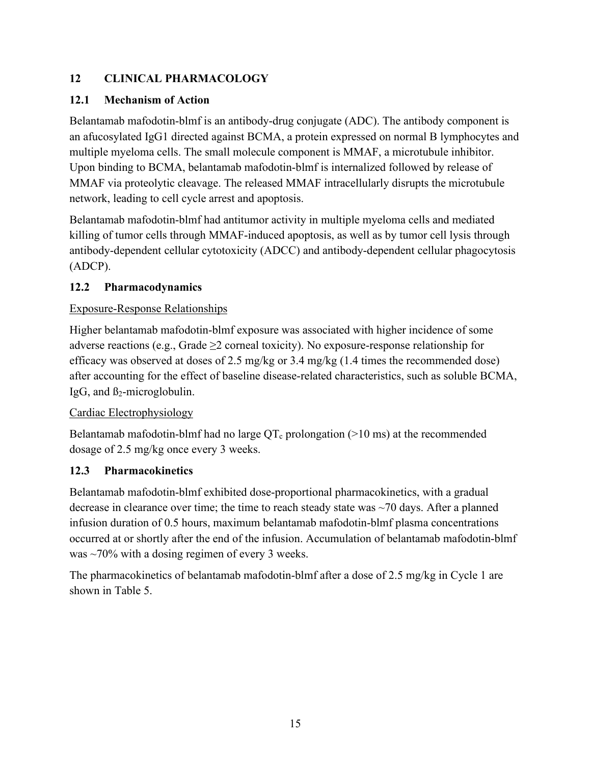## 12 CLINICAL PHARMACOLOGY

### 12.1 Mechanism of Action

Belantamab mafodotin-blmf is an antibody-drug conjugate (ADC). The antibody component is an afucosylated IgG1 directed against BCMA, a protein expressed on normal B lymphocytes and multiple myeloma cells. The small molecule component is MMAF, a microtubule inhibitor. Upon binding to BCMA, belantamab mafodotin-blmf is internalized followed by release of MMAF via proteolytic cleavage. The released MMAF intracellularly disrupts the microtubule network, leading to cell cycle arrest and apoptosis.

Belantamab mafodotin-blmf had antitumor activity in multiple myeloma cells and mediated killing of tumor cells through MMAF-induced apoptosis, as well as by tumor cell lysis through antibody-dependent cellular cytotoxicity (ADCC) and antibody-dependent cellular phagocytosis (ADCP).

### 12.2 Pharmacodynamics

Exposure-Response Relationships

Higher belantamab mafodotin-blmf exposure was associated with higher incidence of some adverse reactions (e.g., Grade ≥2 corneal toxicity). No exposure-response relationship for efficacy was observed at doses of 2.5 mg/kg or 3.4 mg/kg (1.4 times the recommended dose) after accounting for the effect of baseline disease-related characteristics, such as soluble BCMA, IgG, and $\beta_2$-microglobulin.

Cardiac Electrophysiology

Belantamab mafodotin-blmf had no large $QT_c$ prolongation (>10 ms) at the recommended dosage of 2.5 mg/kg once every 3 weeks.

### 12.3 Pharmacokinetics

Belantamab mafodotin-blmf exhibited dose-proportional pharmacokinetics, with a gradual decrease in clearance over time; the time to reach steady state was ~70 days. After a planned infusion duration of 0.5 hours, maximum belantamab mafodotin-blmf plasma concentrations occurred at or shortly after the end of the infusion. Accumulation of belantamab mafodotin-blmf was ~70% with a dosing regimen of every 3 weeks.

The pharmacokinetics of belantamab mafodotin-blmf after a dose of 2.5 mg/kg in Cycle 1 are shown in Table 5.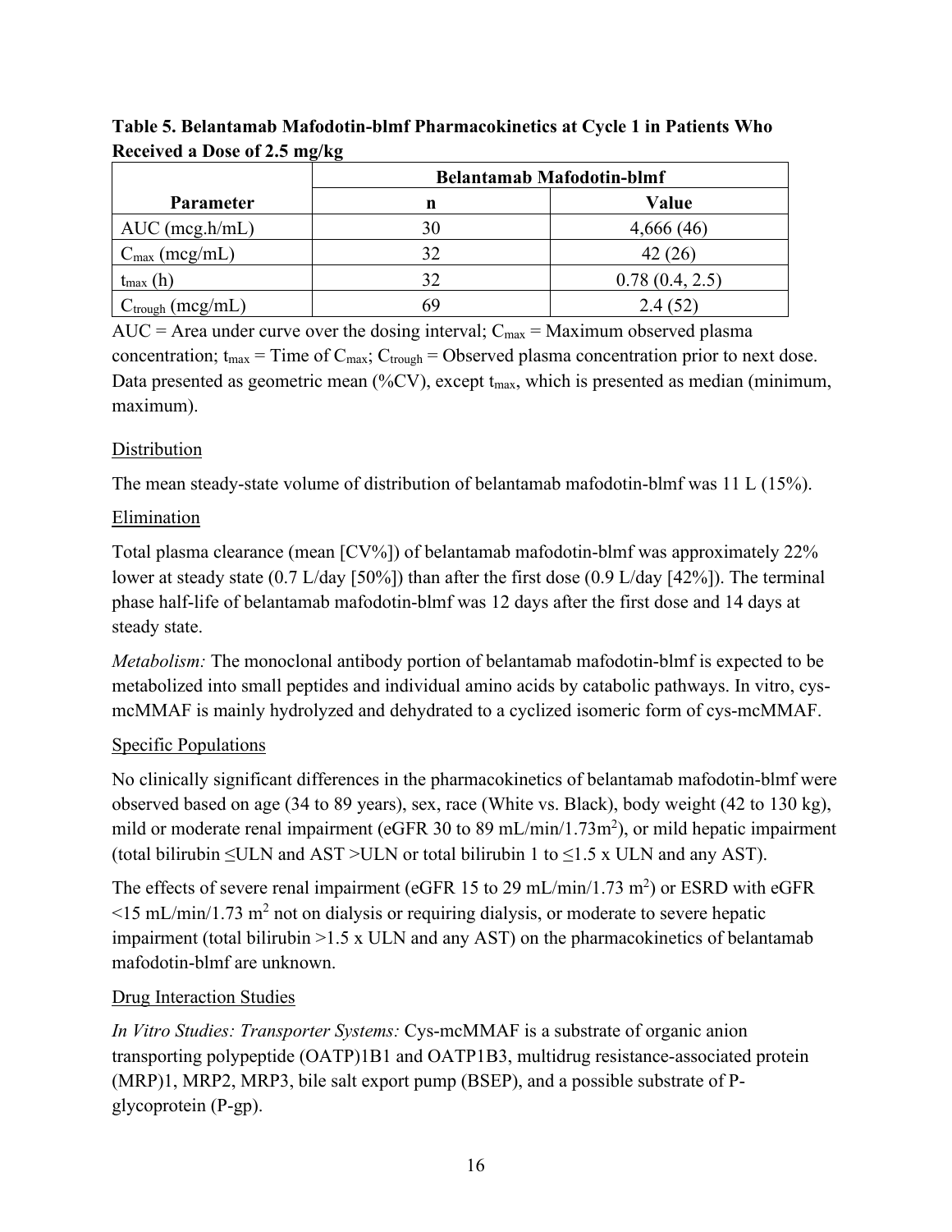**Table 5. Belantamab Mafodotin-blmf Pharmacokinetics at Cycle 1 in Patients Who Received a Dose of 2.5 mg/kg**

| Parameter | Belantamab Mafodotin-blmf | |
|---|---|---|
| | n | Value |
| AUC (mcg.h/mL) | 30 | 4,666 (46) |
| $C_{max}$ (mcg/mL) | 32 | 42 (26) |
| $t_{max}$ (h) | 32 | 0.78 (0.4, 2.5) |
| $C_{trough}$ (mcg/mL) | 69 | 2.4 (52) |

AUC = Area under curve over the dosing interval; $C_{max}$ = Maximum observed plasma concentration; $t_{max}$ = Time of $C_{max}$; $C_{trough}$ = Observed plasma concentration prior to next dose. Data presented as geometric mean (%CV), except $t_{max}$, which is presented as median (minimum, maximum).

Distribution

The mean steady-state volume of distribution of belantamab mafodotin-blmf was 11 L (15%).

Elimination

Total plasma clearance (mean [CV%]) of belantamab mafodotin-blmf was approximately 22% lower at steady state (0.7 L/day [50%]) than after the first dose (0.9 L/day [42%]). The terminal phase half-life of belantamab mafodotin-blmf was 12 days after the first dose and 14 days at steady state.

*Metabolism:* The monoclonal antibody portion of belantamab mafodotin-blmf is expected to be metabolized into small peptides and individual amino acids by catabolic pathways. In vitro, cys-mcMMAF is mainly hydrolyzed and dehydrated to a cyclized isomeric form of cys-mcMMAF.

Specific Populations

No clinically significant differences in the pharmacokinetics of belantamab mafodotin-blmf were observed based on age (34 to 89 years), sex, race (White vs. Black), body weight (42 to 130 kg), mild or moderate renal impairment (eGFR 30 to 89 mL/min/1.73m$^2$), or mild hepatic impairment (total bilirubin ≤ULN and AST >ULN or total bilirubin 1 to ≤1.5 x ULN and any AST).

The effects of severe renal impairment (eGFR 15 to 29 mL/min/1.73 m$^2$) or ESRD with eGFR <15 mL/min/1.73 m$^2$ not on dialysis or requiring dialysis, or moderate to severe hepatic impairment (total bilirubin >1.5 x ULN and any AST) on the pharmacokinetics of belantamab mafodotin-blmf are unknown.

Drug Interaction Studies

*In Vitro Studies: Transporter Systems:* Cys-mcMMAF is a substrate of organic anion transporting polypeptide (OATP)1B1 and OATP1B3, multidrug resistance-associated protein (MRP)1, MRP2, MRP3, bile salt export pump (BSEP), and a possible substrate of P-glycoprotein (P-gp).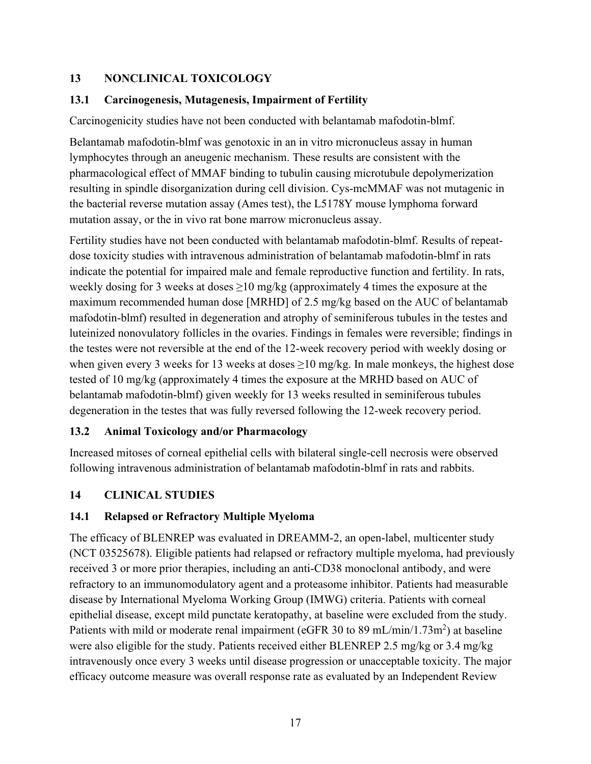## 13 NONCLINICAL TOXICOLOGY

### 13.1 Carcinogenesis, Mutagenesis, Impairment of Fertility

Carcinogenicity studies have not been conducted with belantamab mafodotin-blmf.

Belantamab mafodotin-blmf was genotoxic in an in vitro micronucleus assay in human lymphocytes through an aneugenic mechanism. These results are consistent with the pharmacological effect of MMAF binding to tubulin causing microtubule depolymerization resulting in spindle disorganization during cell division. Cys-mcMMAF was not mutagenic in the bacterial reverse mutation assay (Ames test), the L5178Y mouse lymphoma forward mutation assay, or the in vivo rat bone marrow micronucleus assay.

Fertility studies have not been conducted with belantamab mafodotin-blmf. Results of repeat-dose toxicity studies with intravenous administration of belantamab mafodotin-blmf in rats indicate the potential for impaired male and female reproductive function and fertility. In rats, weekly dosing for 3 weeks at doses ≥10 mg/kg (approximately 4 times the exposure at the maximum recommended human dose [MRHD] of 2.5 mg/kg based on the AUC of belantamab mafodotin-blmf) resulted in degeneration and atrophy of seminiferous tubules in the testes and luteinized nonovulatory follicles in the ovaries. Findings in females were reversible; findings in the testes were not reversible at the end of the 12-week recovery period with weekly dosing or when given every 3 weeks for 13 weeks at doses ≥10 mg/kg. In male monkeys, the highest dose tested of 10 mg/kg (approximately 4 times the exposure at the MRHD based on AUC of belantamab mafodotin-blmf) given weekly for 13 weeks resulted in seminiferous tubules degeneration in the testes that was fully reversed following the 12-week recovery period.

### 13.2 Animal Toxicology and/or Pharmacology

Increased mitoses of corneal epithelial cells with bilateral single-cell necrosis were observed following intravenous administration of belantamab mafodotin-blmf in rats and rabbits.

## 14 CLINICAL STUDIES

### 14.1 Relapsed or Refractory Multiple Myeloma

The efficacy of BLENREP was evaluated in DREAMM-2, an open-label, multicenter study (NCT 03525678). Eligible patients had relapsed or refractory multiple myeloma, had previously received 3 or more prior therapies, including an anti-CD38 monoclonal antibody, and were refractory to an immunomodulatory agent and a proteasome inhibitor. Patients had measurable disease by International Myeloma Working Group (IMWG) criteria. Patients with corneal epithelial disease, except mild punctate keratopathy, at baseline were excluded from the study. Patients with mild or moderate renal impairment (eGFR 30 to 89 mL/min/1.73m$^2$) at baseline were also eligible for the study. Patients received either BLENREP 2.5 mg/kg or 3.4 mg/kg intravenously once every 3 weeks until disease progression or unacceptable toxicity. The major efficacy outcome measure was overall response rate as evaluated by an Independent Review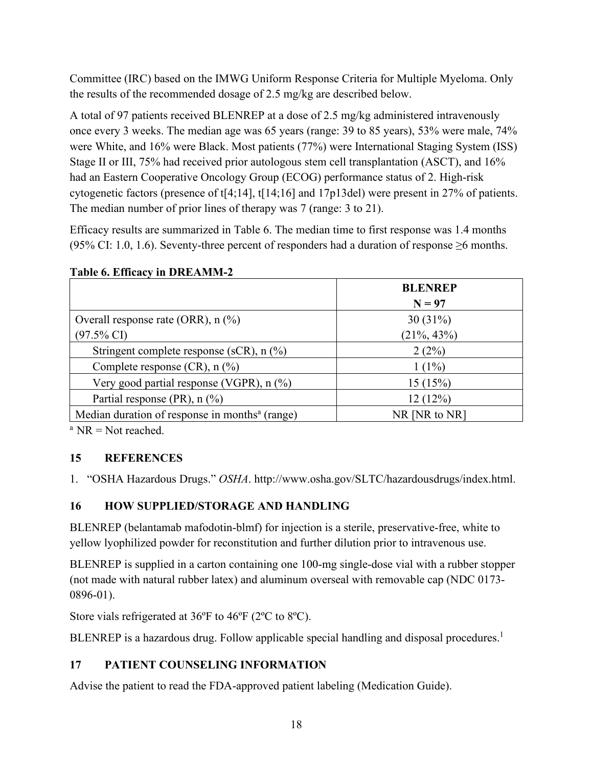Committee (IRC) based on the IMWG Uniform Response Criteria for Multiple Myeloma. Only the results of the recommended dosage of 2.5 mg/kg are described below.

A total of 97 patients received BLENREP at a dose of 2.5 mg/kg administered intravenously once every 3 weeks. The median age was 65 years (range: 39 to 85 years), 53% were male, 74% were White, and 16% were Black. Most patients (77%) were International Staging System (ISS) Stage II or III, 75% had received prior autologous stem cell transplantation (ASCT), and 16% had an Eastern Cooperative Oncology Group (ECOG) performance status of 2. High-risk cytogenetic factors (presence of t[4;14], t[14;16] and 17p13del) were present in 27% of patients. The median number of prior lines of therapy was 7 (range: 3 to 21).

Efficacy results are summarized in Table 6. The median time to first response was 1.4 months (95% CI: 1.0, 1.6). Seventy-three percent of responders had a duration of response ≥6 months.

**Table 6. Efficacy in DREAMM-2**

| | **BLENREP N = 97** |
|---|---|
| Overall response rate (ORR), n (%) (97.5% CI) | 30 (31%) (21%, 43%) |
| Stringent complete response (sCR), n (%) | 2 (2%) |
| Complete response (CR), n (%) | 1 (1%) |
| Very good partial response (VGPR), n (%) | 15 (15%) |
| Partial response (PR), n (%) | 12 (12%) |
| Median duration of response in months[a] (range) | NR [NR to NR] |

[a] NR = Not reached.

## 15 REFERENCES

1. "OSHA Hazardous Drugs." *OSHA*. http://www.osha.gov/SLTC/hazardousdrugs/index.html.

## 16 HOW SUPPLIED/STORAGE AND HANDLING

BLENREP (belantamab mafodotin-blmf) for injection is a sterile, preservative-free, white to yellow lyophilized powder for reconstitution and further dilution prior to intravenous use.

BLENREP is supplied in a carton containing one 100-mg single-dose vial with a rubber stopper (not made with natural rubber latex) and aluminum overseal with removable cap (NDC 0173-0896-01).

Store vials refrigerated at 36ºF to 46ºF (2ºC to 8ºC).

BLENREP is a hazardous drug. Follow applicable special handling and disposal procedures.[1]

## 17 PATIENT COUNSELING INFORMATION

Advise the patient to read the FDA-approved patient labeling (Medication Guide).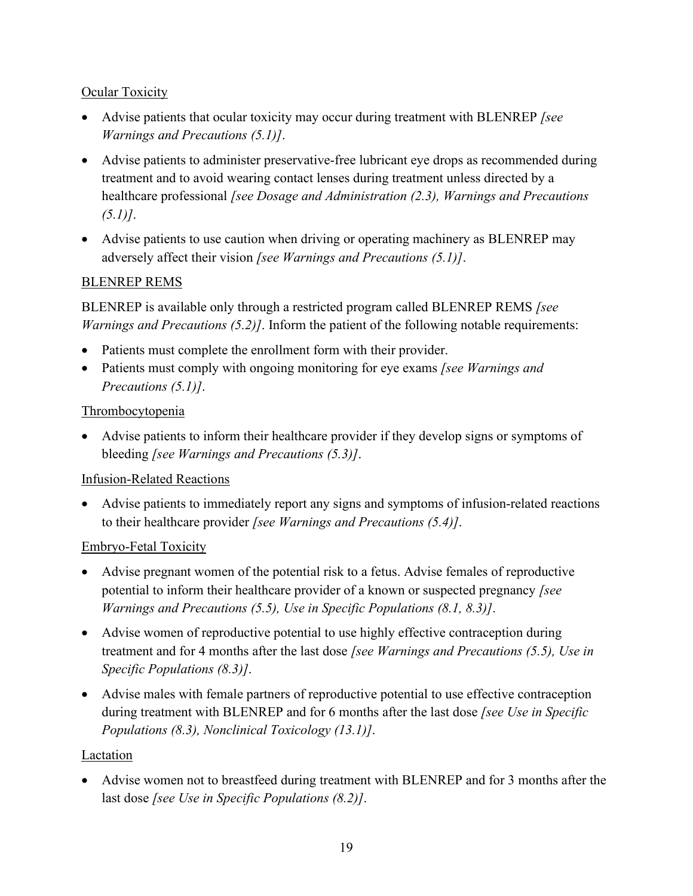Ocular Toxicity

- Advise patients that ocular toxicity may occur during treatment with BLENREP *[see Warnings and Precautions (5.1)]*.
- Advise patients to administer preservative-free lubricant eye drops as recommended during treatment and to avoid wearing contact lenses during treatment unless directed by a healthcare professional *[see Dosage and Administration (2.3), Warnings and Precautions (5.1)]*.
- Advise patients to use caution when driving or operating machinery as BLENREP may adversely affect their vision *[see Warnings and Precautions (5.1)]*.

BLENREP REMS

BLENREP is available only through a restricted program called BLENREP REMS *[see Warnings and Precautions (5.2)]*. Inform the patient of the following notable requirements:

- Patients must complete the enrollment form with their provider.
- Patients must comply with ongoing monitoring for eye exams *[see Warnings and Precautions (5.1)]*.

Thrombocytopenia

- Advise patients to inform their healthcare provider if they develop signs or symptoms of bleeding *[see Warnings and Precautions (5.3)]*.

Infusion-Related Reactions

- Advise patients to immediately report any signs and symptoms of infusion-related reactions to their healthcare provider *[see Warnings and Precautions (5.4)]*.

Embryo-Fetal Toxicity

- Advise pregnant women of the potential risk to a fetus. Advise females of reproductive potential to inform their healthcare provider of a known or suspected pregnancy *[see Warnings and Precautions (5.5), Use in Specific Populations (8.1, 8.3)]*.
- Advise women of reproductive potential to use highly effective contraception during treatment and for 4 months after the last dose *[see Warnings and Precautions (5.5), Use in Specific Populations (8.3)]*.
- Advise males with female partners of reproductive potential to use effective contraception during treatment with BLENREP and for 6 months after the last dose *[see Use in Specific Populations (8.3), Nonclinical Toxicology (13.1)]*.

Lactation

- Advise women not to breastfeed during treatment with BLENREP and for 3 months after the last dose *[see Use in Specific Populations (8.2)]*.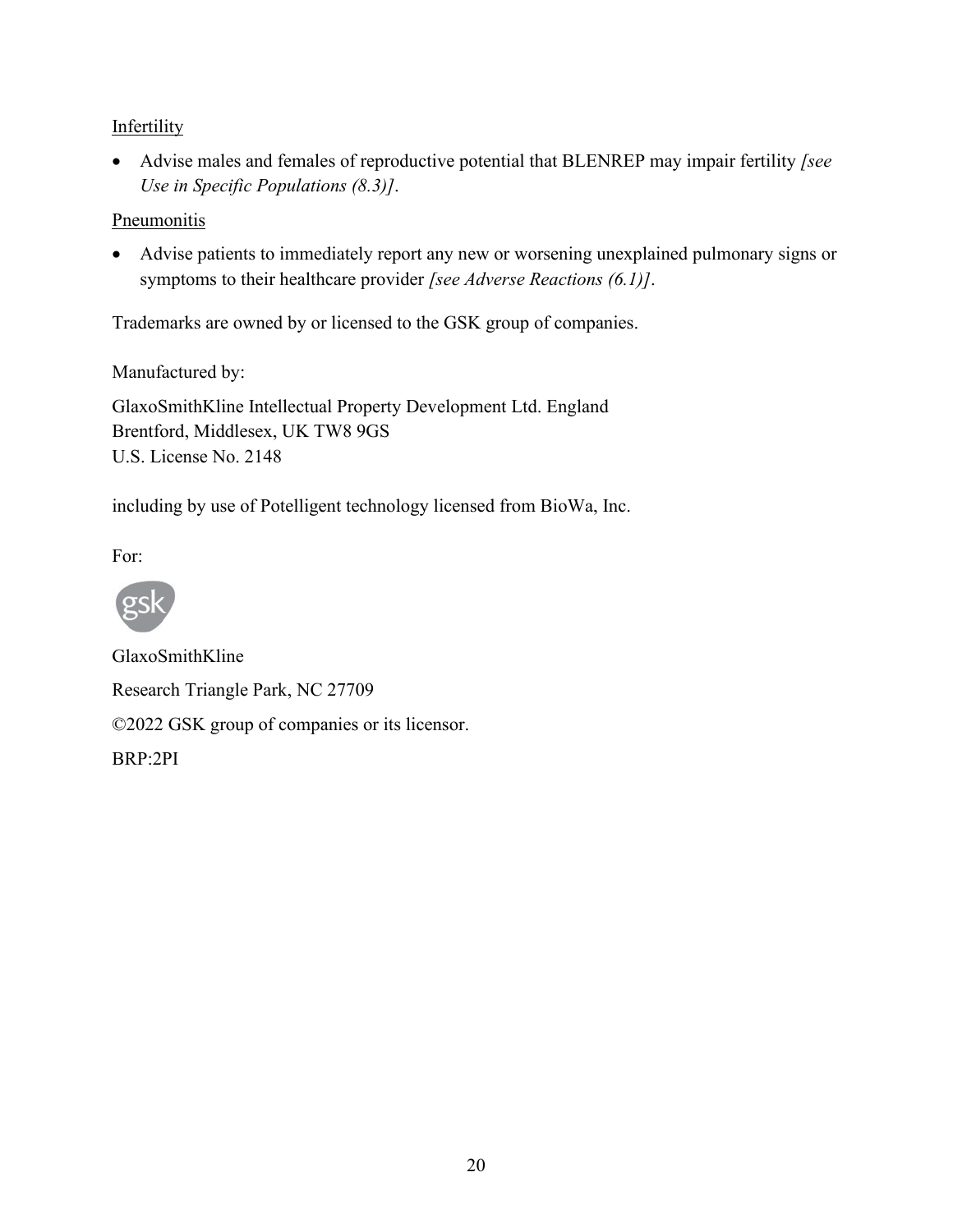Infertility

- Advise males and females of reproductive potential that BLENREP may impair fertility *[see Use in Specific Populations (8.3)]*.

Pneumonitis

- Advise patients to immediately report any new or worsening unexplained pulmonary signs or symptoms to their healthcare provider *[see Adverse Reactions (6.1)]*.

Trademarks are owned by or licensed to the GSK group of companies.

Manufactured by:

GlaxoSmithKline Intellectual Property Development Ltd. England
Brentford, Middlesex, UK TW8 9GS
U.S. License No. 2148

including by use of Potelligent technology licensed from BioWa, Inc.

For:

gsk

GlaxoSmithKline

Research Triangle Park, NC 27709

©2022 GSK group of companies or its licensor.

BRP:2PI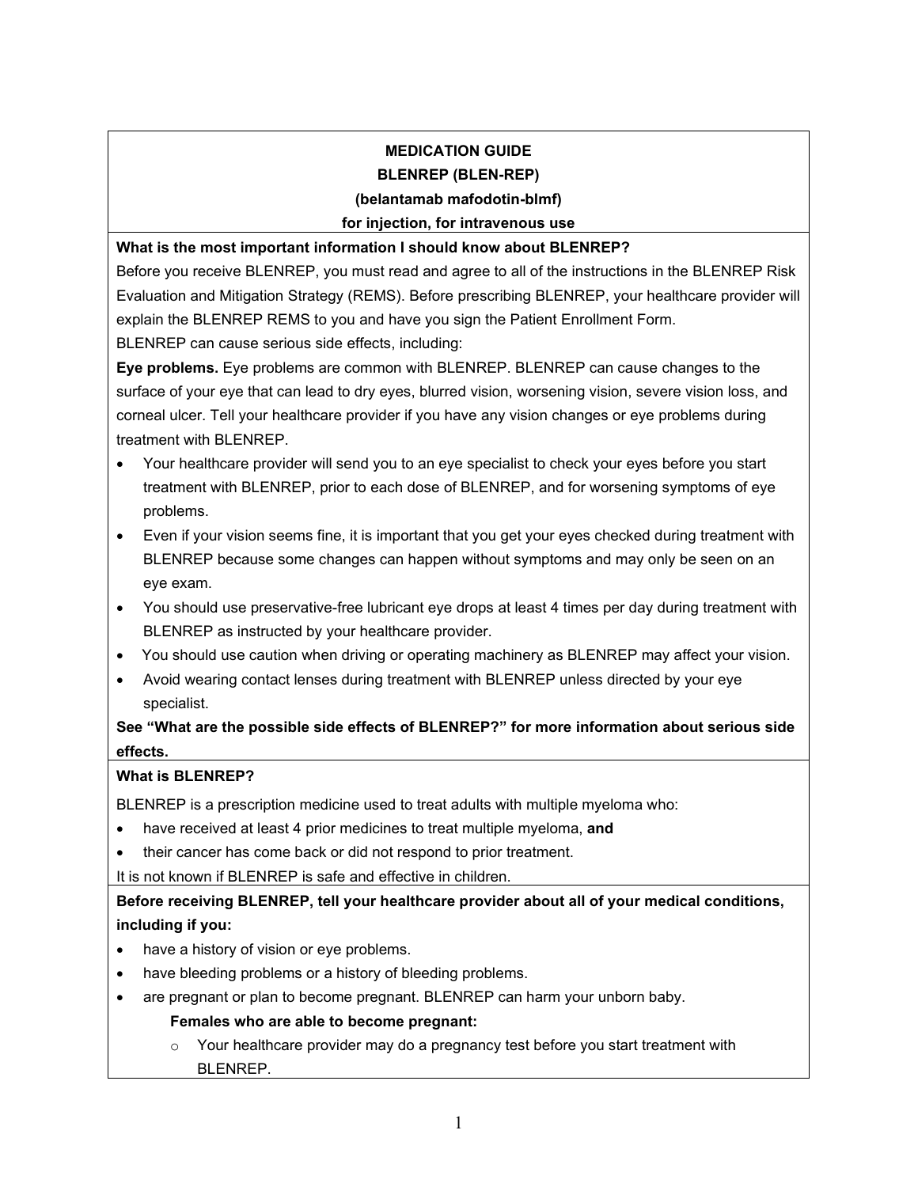# MEDICATION GUIDE
## BLENREP (BLEN-REP)
### (belantamab mafodotin-blmf)
### for injection, for intravenous use

**What is the most important information I should know about BLENREP?**

Before you receive BLENREP, you must read and agree to all of the instructions in the BLENREP Risk Evaluation and Mitigation Strategy (REMS). Before prescribing BLENREP, your healthcare provider will explain the BLENREP REMS to you and have you sign the Patient Enrollment Form.

BLENREP can cause serious side effects, including:

**Eye problems.** Eye problems are common with BLENREP. BLENREP can cause changes to the surface of your eye that can lead to dry eyes, blurred vision, worsening vision, severe vision loss, and corneal ulcer. Tell your healthcare provider if you have any vision changes or eye problems during treatment with BLENREP.

- Your healthcare provider will send you to an eye specialist to check your eyes before you start treatment with BLENREP, prior to each dose of BLENREP, and for worsening symptoms of eye problems.
- Even if your vision seems fine, it is important that you get your eyes checked during treatment with BLENREP because some changes can happen without symptoms and may only be seen on an eye exam.
- You should use preservative-free lubricant eye drops at least 4 times per day during treatment with BLENREP as instructed by your healthcare provider.
- You should use caution when driving or operating machinery as BLENREP may affect your vision.
- Avoid wearing contact lenses during treatment with BLENREP unless directed by your eye specialist.

**See "What are the possible side effects of BLENREP?" for more information about serious side effects.**

**What is BLENREP?**

BLENREP is a prescription medicine used to treat adults with multiple myeloma who:

- have received at least 4 prior medicines to treat multiple myeloma, **and**
- their cancer has come back or did not respond to prior treatment.

It is not known if BLENREP is safe and effective in children.

**Before receiving BLENREP, tell your healthcare provider about all of your medical conditions, including if you:**

- have a history of vision or eye problems.
- have bleeding problems or a history of bleeding problems.
- are pregnant or plan to become pregnant. BLENREP can harm your unborn baby.

  **Females who are able to become pregnant:**

  - Your healthcare provider may do a pregnancy test before you start treatment with BLENREP.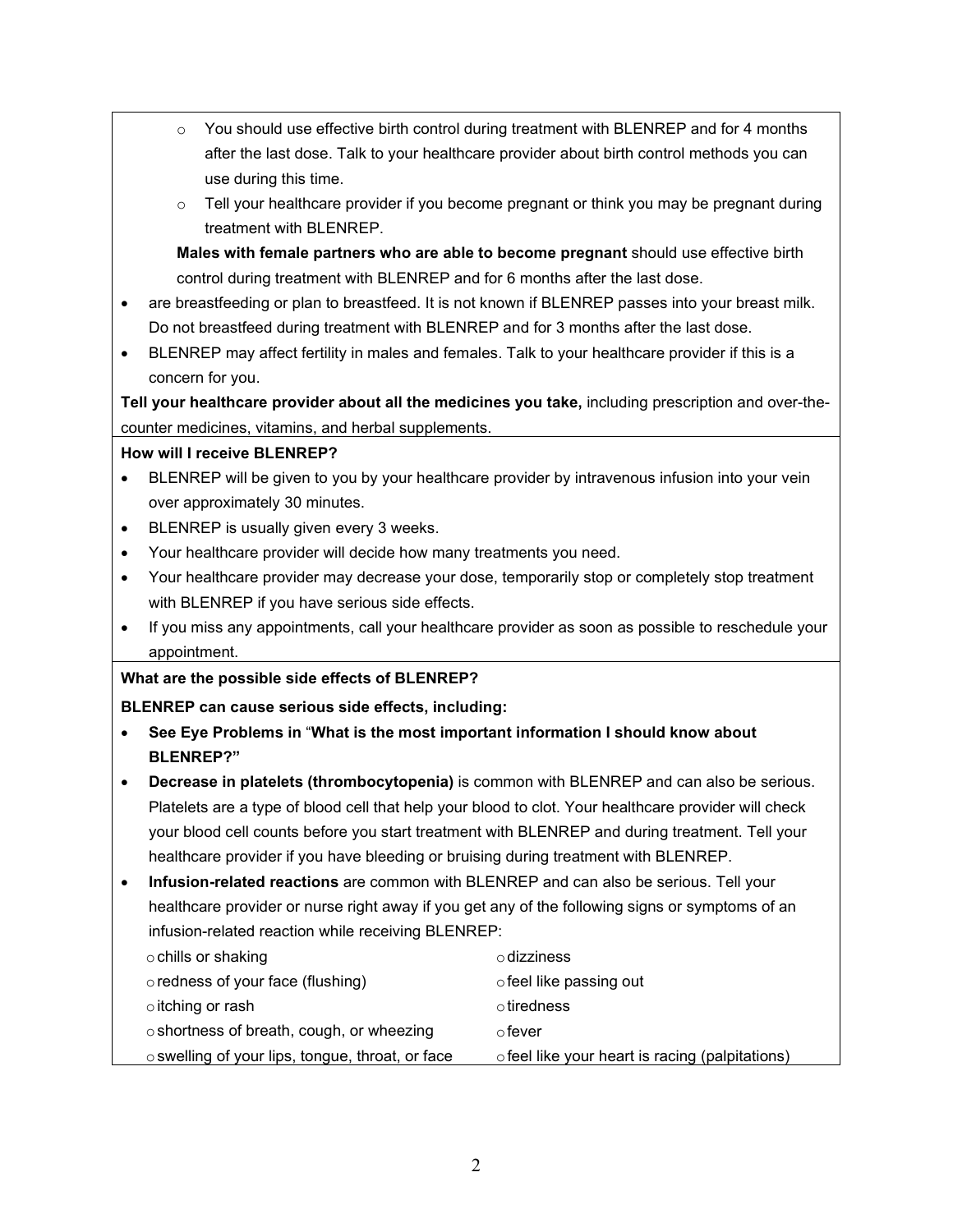- You should use effective birth control during treatment with BLENREP and for 4 months after the last dose. Talk to your healthcare provider about birth control methods you can use during this time.
  - Tell your healthcare provider if you become pregnant or think you may be pregnant during treatment with BLENREP.

  **Males with female partners who are able to become pregnant** should use effective birth control during treatment with BLENREP and for 6 months after the last dose.
- are breastfeeding or plan to breastfeed. It is not known if BLENREP passes into your breast milk. Do not breastfeed during treatment with BLENREP and for 3 months after the last dose.
- BLENREP may affect fertility in males and females. Talk to your healthcare provider if this is a concern for you.

**Tell your healthcare provider about all the medicines you take,** including prescription and over-the-counter medicines, vitamins, and herbal supplements.

**How will I receive BLENREP?**

- BLENREP will be given to you by your healthcare provider by intravenous infusion into your vein over approximately 30 minutes.
- BLENREP is usually given every 3 weeks.
- Your healthcare provider will decide how many treatments you need.
- Your healthcare provider may decrease your dose, temporarily stop or completely stop treatment with BLENREP if you have serious side effects.
- If you miss any appointments, call your healthcare provider as soon as possible to reschedule your appointment.

**What are the possible side effects of BLENREP?**

**BLENREP can cause serious side effects, including:**

- **See Eye Problems in "What is the most important information I should know about BLENREP?"**
- **Decrease in platelets (thrombocytopenia)** is common with BLENREP and can also be serious. Platelets are a type of blood cell that help your blood to clot. Your healthcare provider will check your blood cell counts before you start treatment with BLENREP and during treatment. Tell your healthcare provider if you have bleeding or bruising during treatment with BLENREP.
- **Infusion-related reactions** are common with BLENREP and can also be serious. Tell your healthcare provider or nurse right away if you get any of the following signs or symptoms of an infusion-related reaction while receiving BLENREP:
  - chills or shaking
  - redness of your face (flushing)
  - itching or rash
  - shortness of breath, cough, or wheezing
  - swelling of your lips, tongue, throat, or face
  - dizziness
  - feel like passing out
  - tiredness
  - fever
  - feel like your heart is racing (palpitations)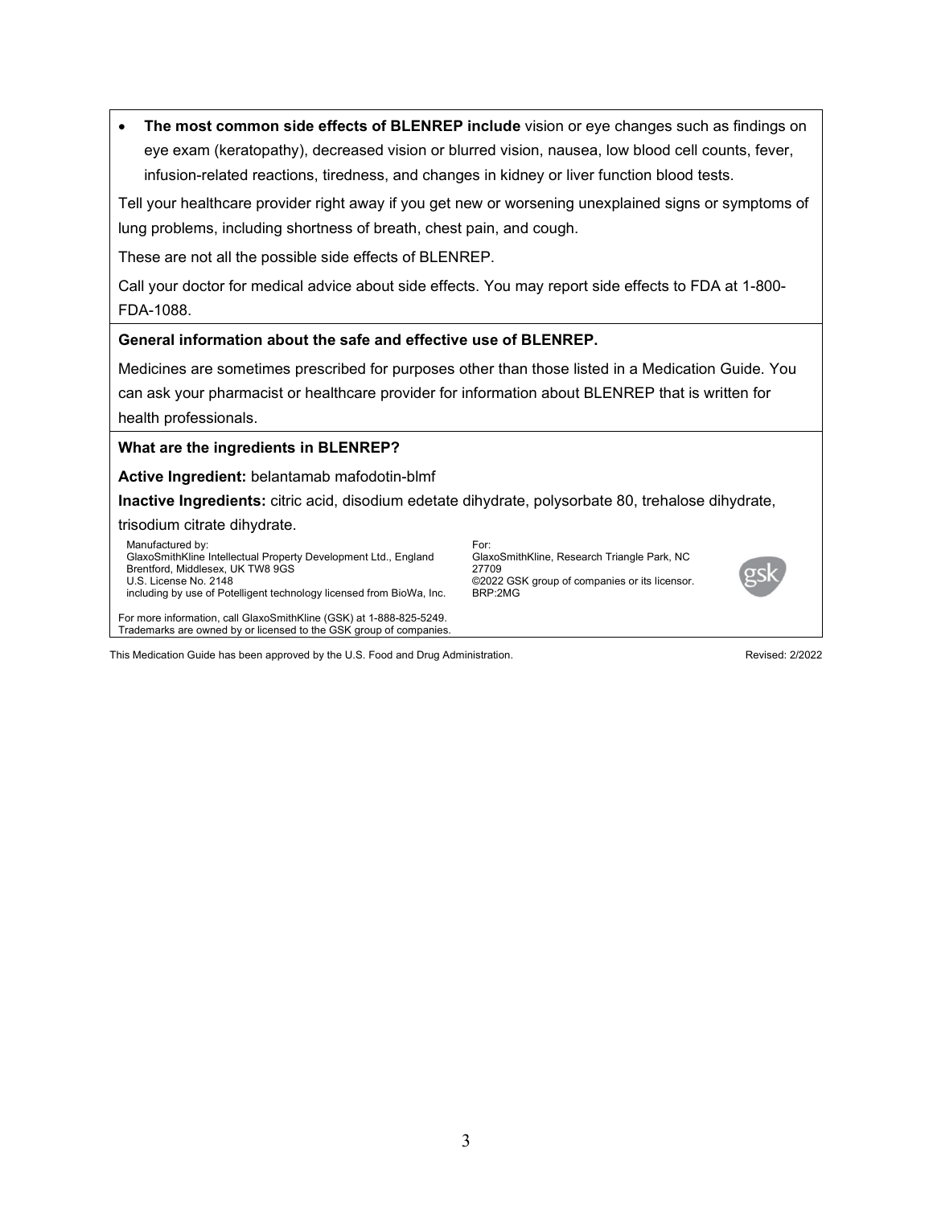- **The most common side effects of BLENREP include** vision or eye changes such as findings on eye exam (keratopathy), decreased vision or blurred vision, nausea, low blood cell counts, fever, infusion-related reactions, tiredness, and changes in kidney or liver function blood tests.

Tell your healthcare provider right away if you get new or worsening unexplained signs or symptoms of lung problems, including shortness of breath, chest pain, and cough.

These are not all the possible side effects of BLENREP.

Call your doctor for medical advice about side effects. You may report side effects to FDA at 1-800-FDA-1088.

**General information about the safe and effective use of BLENREP.**

Medicines are sometimes prescribed for purposes other than those listed in a Medication Guide. You can ask your pharmacist or healthcare provider for information about BLENREP that is written for health professionals.

**What are the ingredients in BLENREP?**

**Active Ingredient:** belantamab mafodotin-blmf

**Inactive Ingredients:** citric acid, disodium edetate dihydrate, polysorbate 80, trehalose dihydrate, trisodium citrate dihydrate.

Manufactured by:
GlaxoSmithKline Intellectual Property Development Ltd., England
Brentford, Middlesex, UK TW8 9GS
U.S. License No. 2148
including by use of Potelligent technology licensed from BioWa, Inc.

For:
GlaxoSmithKline, Research Triangle Park, NC 27709
©2022 GSK group of companies or its licensor.
BRP:2MG

For more information, call GlaxoSmithKline (GSK) at 1-888-825-5249.
Trademarks are owned by or licensed to the GSK group of companies.

This Medication Guide has been approved by the U.S. Food and Drug Administration.

Revised: 2/2022